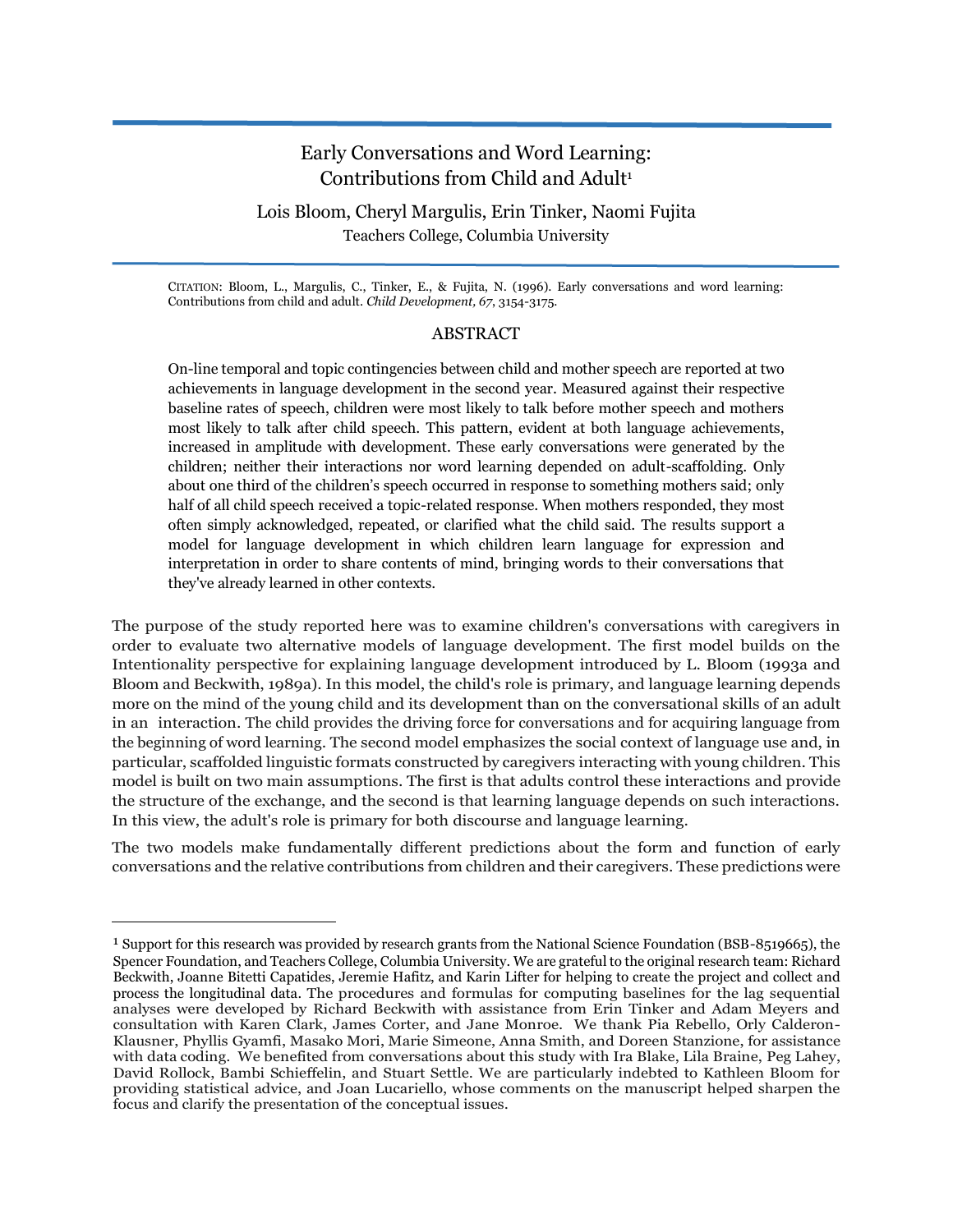# Early Conversations and Word Learning: Contributions from Child and Adult[1]

Lois Bloom, Cheryl Margulis, Erin Tinker, Naomi Fujita

Teachers College, Columbia University

CITATION: Bloom, L., Margulis, C., Tinker, E., & Fujita, N. (1996). Early conversations and word learning: Contributions from child and adult. *Child Development, 67*, 3154-3175.

## ABSTRACT

On-line temporal and topic contingencies between child and mother speech are reported at two achievements in language development in the second year. Measured against their respective baseline rates of speech, children were most likely to talk before mother speech and mothers most likely to talk after child speech. This pattern, evident at both language achievements, increased in amplitude with development. These early conversations were generated by the children; neither their interactions nor word learning depended on adult-scaffolding. Only about one third of the children's speech occurred in response to something mothers said; only half of all child speech received a topic-related response. When mothers responded, they most often simply acknowledged, repeated, or clarified what the child said. The results support a model for language development in which children learn language for expression and interpretation in order to share contents of mind, bringing words to their conversations that they've already learned in other contexts.

The purpose of the study reported here was to examine children's conversations with caregivers in order to evaluate two alternative models of language development. The first model builds on the Intentionality perspective for explaining language development introduced by L. Bloom (1993a and Bloom and Beckwith, 1989a). In this model, the child's role is primary, and language learning depends more on the mind of the young child and its development than on the conversational skills of an adult in an interaction. The child provides the driving force for conversations and for acquiring language from the beginning of word learning. The second model emphasizes the social context of language use and, in particular, scaffolded linguistic formats constructed by caregivers interacting with young children. This model is built on two main assumptions. The first is that adults control these interactions and provide the structure of the exchange, and the second is that learning language depends on such interactions. In this view, the adult's role is primary for both discourse and language learning.

The two models make fundamentally different predictions about the form and function of early conversations and the relative contributions from children and their caregivers. These predictions were

[1] Support for this research was provided by research grants from the National Science Foundation (BSB-8519665), the Spencer Foundation, and Teachers College, Columbia University. We are grateful to the original research team: Richard Beckwith, Joanne Bitetti Capatides, Jeremie Hafitz, and Karin Lifter for helping to create the project and collect and process the longitudinal data. The procedures and formulas for computing baselines for the lag sequential analyses were developed by Richard Beckwith with assistance from Erin Tinker and Adam Meyers and consultation with Karen Clark, James Corter, and Jane Monroe. We thank Pia Rebello, Orly Calderon-Klausner, Phyllis Gyamfi, Masako Mori, Marie Simeone, Anna Smith, and Doreen Stanzione, for assistance with data coding. We benefited from conversations about this study with Ira Blake, Lila Braine, Peg Lahey, David Rollock, Bambi Schieffelin, and Stuart Settle. We are particularly indebted to Kathleen Bloom for providing statistical advice, and Joan Lucariello, whose comments on the manuscript helped sharpen the focus and clarify the presentation of the conceptual issues.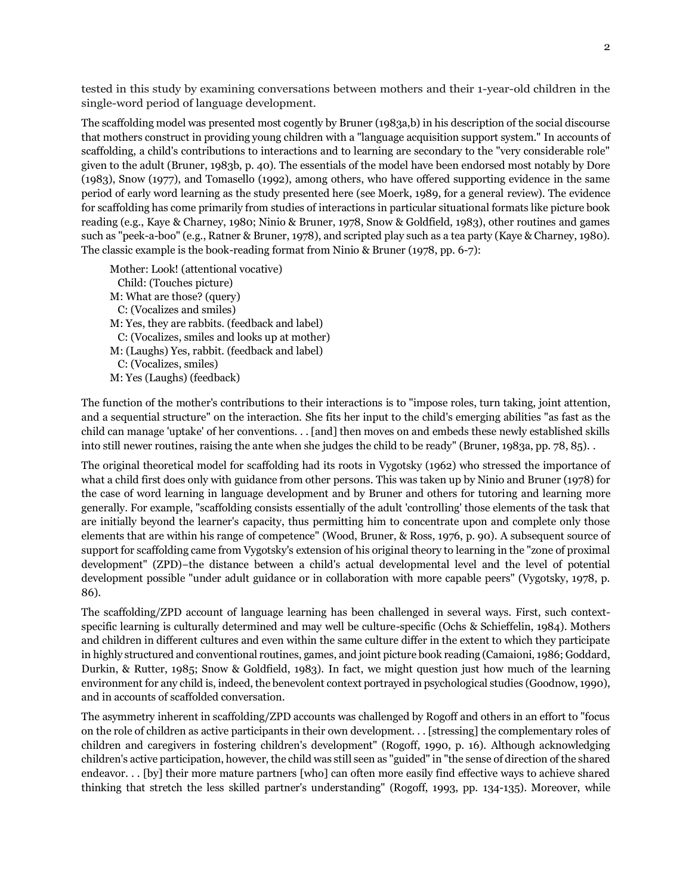tested in this study by examining conversations between mothers and their 1-year-old children in the single-word period of language development.

The scaffolding model was presented most cogently by Bruner (1983a,b) in his description of the social discourse that mothers construct in providing young children with a "language acquisition support system." In accounts of scaffolding, a child's contributions to interactions and to learning are secondary to the "very considerable role" given to the adult (Bruner, 1983b, p. 40). The essentials of the model have been endorsed most notably by Dore (1983), Snow (1977), and Tomasello (1992), among others, who have offered supporting evidence in the same period of early word learning as the study presented here (see Moerk, 1989, for a general review). The evidence for scaffolding has come primarily from studies of interactions in particular situational formats like picture book reading (e.g., Kaye & Charney, 1980; Ninio & Bruner, 1978, Snow & Goldfield, 1983), other routines and games such as "peek-a-boo" (e.g., Ratner & Bruner, 1978), and scripted play such as a tea party (Kaye & Charney, 1980). The classic example is the book-reading format from Ninio & Bruner (1978, pp. 6-7):

> Mother: Look! (attentional vocative)
> Child: (Touches picture)
> M: What are those? (query)
> C: (Vocalizes and smiles)
> M: Yes, they are rabbits. (feedback and label)
> C: (Vocalizes, smiles and looks up at mother)
> M: (Laughs) Yes, rabbit. (feedback and label)
> C: (Vocalizes, smiles)
> M: Yes (Laughs) (feedback)

The function of the mother's contributions to their interactions is to "impose roles, turn taking, joint attention, and a sequential structure" on the interaction. She fits her input to the child's emerging abilities "as fast as the child can manage 'uptake' of her conventions. . . [and] then moves on and embeds these newly established skills into still newer routines, raising the ante when she judges the child to be ready" (Bruner, 1983a, pp. 78, 85). .

The original theoretical model for scaffolding had its roots in Vygotsky (1962) who stressed the importance of what a child first does only with guidance from other persons. This was taken up by Ninio and Bruner (1978) for the case of word learning in language development and by Bruner and others for tutoring and learning more generally. For example, "scaffolding consists essentially of the adult 'controlling' those elements of the task that are initially beyond the learner's capacity, thus permitting him to concentrate upon and complete only those elements that are within his range of competence" (Wood, Bruner, & Ross, 1976, p. 90). A subsequent source of support for scaffolding came from Vygotsky's extension of his original theory to learning in the "zone of proximal development" (ZPD)–the distance between a child's actual developmental level and the level of potential development possible "under adult guidance or in collaboration with more capable peers" (Vygotsky, 1978, p. 86).

The scaffolding/ZPD account of language learning has been challenged in several ways. First, such context-specific learning is culturally determined and may well be culture-specific (Ochs & Schieffelin, 1984). Mothers and children in different cultures and even within the same culture differ in the extent to which they participate in highly structured and conventional routines, games, and joint picture book reading (Camaioni, 1986; Goddard, Durkin, & Rutter, 1985; Snow & Goldfield, 1983). In fact, we might question just how much of the learning environment for any child is, indeed, the benevolent context portrayed in psychological studies (Goodnow, 1990), and in accounts of scaffolded conversation.

The asymmetry inherent in scaffolding/ZPD accounts was challenged by Rogoff and others in an effort to "focus on the role of children as active participants in their own development. . . [stressing] the complementary roles of children and caregivers in fostering children's development" (Rogoff, 1990, p. 16). Although acknowledging children's active participation, however, the child was still seen as "guided" in "the sense of direction of the shared endeavor. . . [by] their more mature partners [who] can often more easily find effective ways to achieve shared thinking that stretch the less skilled partner's understanding" (Rogoff, 1993, pp. 134-135). Moreover, while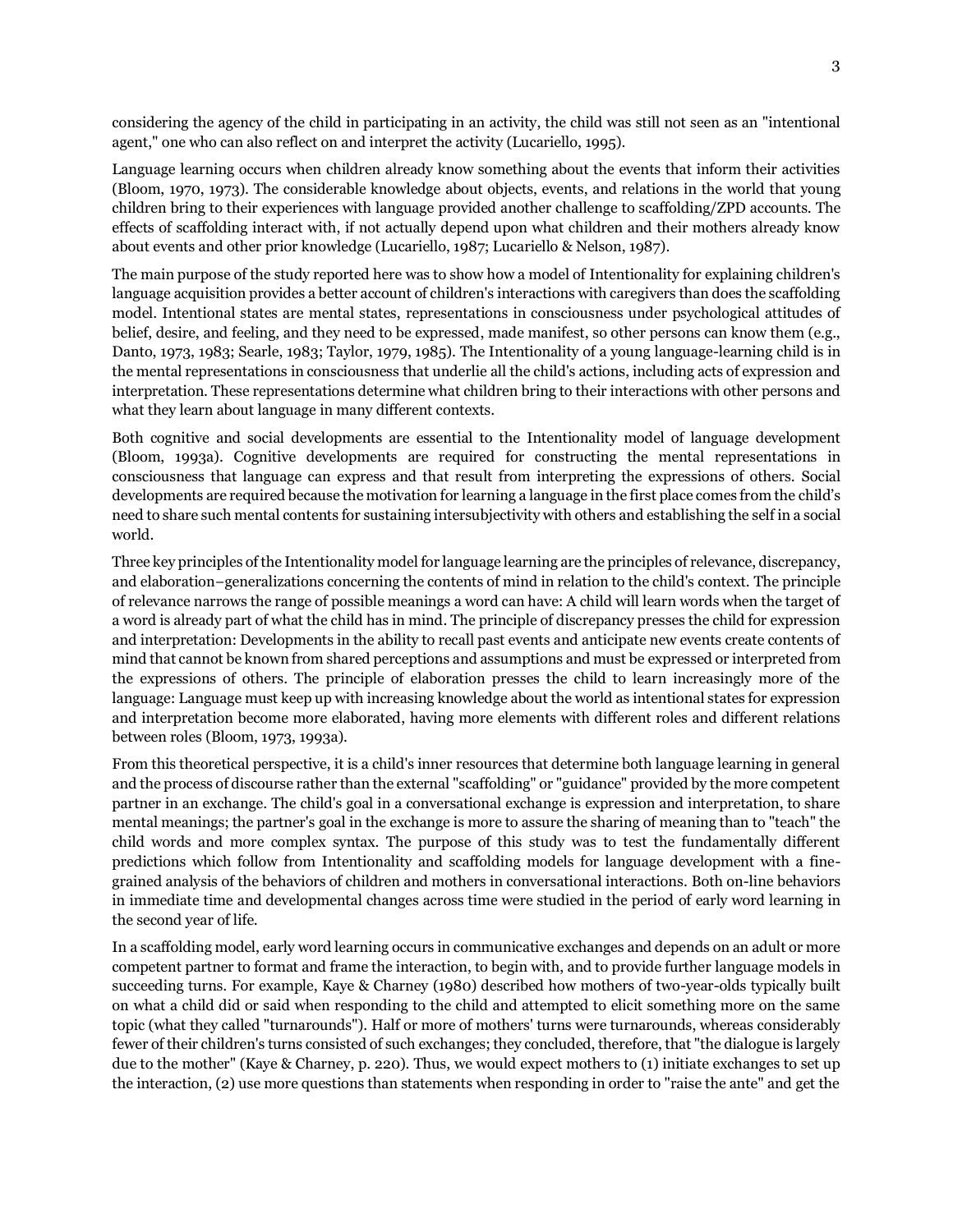considering the agency of the child in participating in an activity, the child was still not seen as an "intentional agent," one who can also reflect on and interpret the activity (Lucariello, 1995).

Language learning occurs when children already know something about the events that inform their activities (Bloom, 1970, 1973). The considerable knowledge about objects, events, and relations in the world that young children bring to their experiences with language provided another challenge to scaffolding/ZPD accounts. The effects of scaffolding interact with, if not actually depend upon what children and their mothers already know about events and other prior knowledge (Lucariello, 1987; Lucariello & Nelson, 1987).

The main purpose of the study reported here was to show how a model of Intentionality for explaining children's language acquisition provides a better account of children's interactions with caregivers than does the scaffolding model. Intentional states are mental states, representations in consciousness under psychological attitudes of belief, desire, and feeling, and they need to be expressed, made manifest, so other persons can know them (e.g., Danto, 1973, 1983; Searle, 1983; Taylor, 1979, 1985). The Intentionality of a young language-learning child is in the mental representations in consciousness that underlie all the child's actions, including acts of expression and interpretation. These representations determine what children bring to their interactions with other persons and what they learn about language in many different contexts.

Both cognitive and social developments are essential to the Intentionality model of language development (Bloom, 1993a). Cognitive developments are required for constructing the mental representations in consciousness that language can express and that result from interpreting the expressions of others. Social developments are required because the motivation for learning a language in the first place comes from the child's need to share such mental contents for sustaining intersubjectivity with others and establishing the self in a social world.

Three key principles of the Intentionality model for language learning are the principles of relevance, discrepancy, and elaboration–generalizations concerning the contents of mind in relation to the child's context. The principle of relevance narrows the range of possible meanings a word can have: A child will learn words when the target of a word is already part of what the child has in mind. The principle of discrepancy presses the child for expression and interpretation: Developments in the ability to recall past events and anticipate new events create contents of mind that cannot be known from shared perceptions and assumptions and must be expressed or interpreted from the expressions of others. The principle of elaboration presses the child to learn increasingly more of the language: Language must keep up with increasing knowledge about the world as intentional states for expression and interpretation become more elaborated, having more elements with different roles and different relations between roles (Bloom, 1973, 1993a).

From this theoretical perspective, it is a child's inner resources that determine both language learning in general and the process of discourse rather than the external "scaffolding" or "guidance" provided by the more competent partner in an exchange. The child's goal in a conversational exchange is expression and interpretation, to share mental meanings; the partner's goal in the exchange is more to assure the sharing of meaning than to "teach" the child words and more complex syntax. The purpose of this study was to test the fundamentally different predictions which follow from Intentionality and scaffolding models for language development with a fine-grained analysis of the behaviors of children and mothers in conversational interactions. Both on-line behaviors in immediate time and developmental changes across time were studied in the period of early word learning in the second year of life.

In a scaffolding model, early word learning occurs in communicative exchanges and depends on an adult or more competent partner to format and frame the interaction, to begin with, and to provide further language models in succeeding turns. For example, Kaye & Charney (1980) described how mothers of two-year-olds typically built on what a child did or said when responding to the child and attempted to elicit something more on the same topic (what they called "turnarounds"). Half or more of mothers' turns were turnarounds, whereas considerably fewer of their children's turns consisted of such exchanges; they concluded, therefore, that "the dialogue is largely due to the mother" (Kaye & Charney, p. 220). Thus, we would expect mothers to (1) initiate exchanges to set up the interaction, (2) use more questions than statements when responding in order to "raise the ante" and get the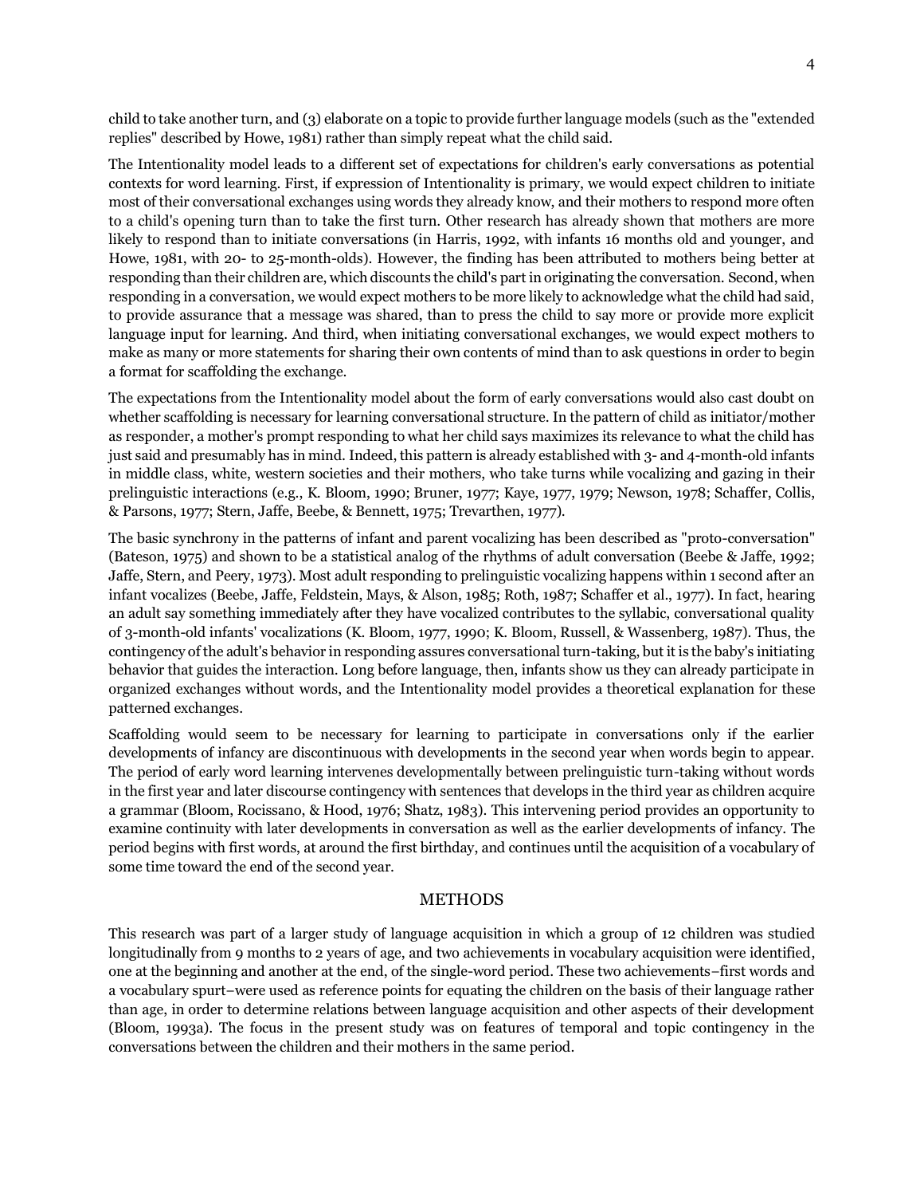child to take another turn, and (3) elaborate on a topic to provide further language models (such as the "extended replies" described by Howe, 1981) rather than simply repeat what the child said.

The Intentionality model leads to a different set of expectations for children's early conversations as potential contexts for word learning. First, if expression of Intentionality is primary, we would expect children to initiate most of their conversational exchanges using words they already know, and their mothers to respond more often to a child's opening turn than to take the first turn. Other research has already shown that mothers are more likely to respond than to initiate conversations (in Harris, 1992, with infants 16 months old and younger, and Howe, 1981, with 20- to 25-month-olds). However, the finding has been attributed to mothers being better at responding than their children are, which discounts the child's part in originating the conversation. Second, when responding in a conversation, we would expect mothers to be more likely to acknowledge what the child had said, to provide assurance that a message was shared, than to press the child to say more or provide more explicit language input for learning. And third, when initiating conversational exchanges, we would expect mothers to make as many or more statements for sharing their own contents of mind than to ask questions in order to begin a format for scaffolding the exchange.

The expectations from the Intentionality model about the form of early conversations would also cast doubt on whether scaffolding is necessary for learning conversational structure. In the pattern of child as initiator/mother as responder, a mother's prompt responding to what her child says maximizes its relevance to what the child has just said and presumably has in mind. Indeed, this pattern is already established with 3- and 4-month-old infants in middle class, white, western societies and their mothers, who take turns while vocalizing and gazing in their prelinguistic interactions (e.g., K. Bloom, 1990; Bruner, 1977; Kaye, 1977, 1979; Newson, 1978; Schaffer, Collis, & Parsons, 1977; Stern, Jaffe, Beebe, & Bennett, 1975; Trevarthen, 1977).

The basic synchrony in the patterns of infant and parent vocalizing has been described as "proto-conversation" (Bateson, 1975) and shown to be a statistical analog of the rhythms of adult conversation (Beebe & Jaffe, 1992; Jaffe, Stern, and Peery, 1973). Most adult responding to prelinguistic vocalizing happens within 1 second after an infant vocalizes (Beebe, Jaffe, Feldstein, Mays, & Alson, 1985; Roth, 1987; Schaffer et al., 1977). In fact, hearing an adult say something immediately after they have vocalized contributes to the syllabic, conversational quality of 3-month-old infants' vocalizations (K. Bloom, 1977, 1990; K. Bloom, Russell, & Wassenberg, 1987). Thus, the contingency of the adult's behavior in responding assures conversational turn-taking, but it is the baby's initiating behavior that guides the interaction. Long before language, then, infants show us they can already participate in organized exchanges without words, and the Intentionality model provides a theoretical explanation for these patterned exchanges.

Scaffolding would seem to be necessary for learning to participate in conversations only if the earlier developments of infancy are discontinuous with developments in the second year when words begin to appear. The period of early word learning intervenes developmentally between prelinguistic turn-taking without words in the first year and later discourse contingency with sentences that develops in the third year as children acquire a grammar (Bloom, Rocissano, & Hood, 1976; Shatz, 1983). This intervening period provides an opportunity to examine continuity with later developments in conversation as well as the earlier developments of infancy. The period begins with first words, at around the first birthday, and continues until the acquisition of a vocabulary of some time toward the end of the second year.

## METHODS

This research was part of a larger study of language acquisition in which a group of 12 children was studied longitudinally from 9 months to 2 years of age, and two achievements in vocabulary acquisition were identified, one at the beginning and another at the end, of the single-word period. These two achievements–first words and a vocabulary spurt–were used as reference points for equating the children on the basis of their language rather than age, in order to determine relations between language acquisition and other aspects of their development (Bloom, 1993a). The focus in the present study was on features of temporal and topic contingency in the conversations between the children and their mothers in the same period.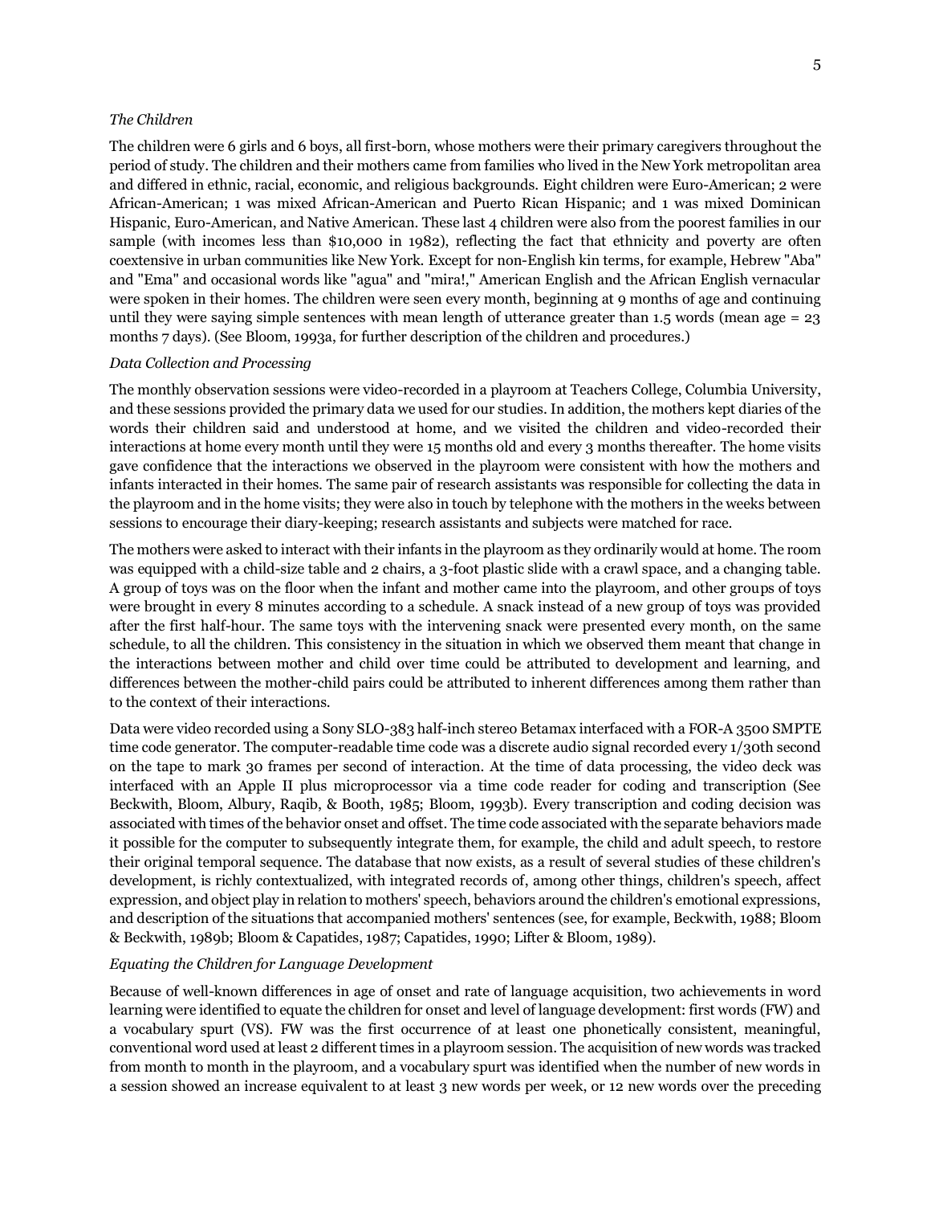*The Children*

The children were 6 girls and 6 boys, all first-born, whose mothers were their primary caregivers throughout the period of study. The children and their mothers came from families who lived in the New York metropolitan area and differed in ethnic, racial, economic, and religious backgrounds. Eight children were Euro-American; 2 were African-American; 1 was mixed African-American and Puerto Rican Hispanic; and 1 was mixed Dominican Hispanic, Euro-American, and Native American. These last 4 children were also from the poorest families in our sample (with incomes less than $10,000 in 1982), reflecting the fact that ethnicity and poverty are often coextensive in urban communities like New York. Except for non-English kin terms, for example, Hebrew "Aba" and "Ema" and occasional words like "agua" and "mira!," American English and the African English vernacular were spoken in their homes. The children were seen every month, beginning at 9 months of age and continuing until they were saying simple sentences with mean length of utterance greater than 1.5 words (mean age = 23 months 7 days). (See Bloom, 1993a, for further description of the children and procedures.)

*Data Collection and Processing*

The monthly observation sessions were video-recorded in a playroom at Teachers College, Columbia University, and these sessions provided the primary data we used for our studies. In addition, the mothers kept diaries of the words their children said and understood at home, and we visited the children and video-recorded their interactions at home every month until they were 15 months old and every 3 months thereafter. The home visits gave confidence that the interactions we observed in the playroom were consistent with how the mothers and infants interacted in their homes. The same pair of research assistants was responsible for collecting the data in the playroom and in the home visits; they were also in touch by telephone with the mothers in the weeks between sessions to encourage their diary-keeping; research assistants and subjects were matched for race.

The mothers were asked to interact with their infants in the playroom as they ordinarily would at home. The room was equipped with a child-size table and 2 chairs, a 3-foot plastic slide with a crawl space, and a changing table. A group of toys was on the floor when the infant and mother came into the playroom, and other groups of toys were brought in every 8 minutes according to a schedule. A snack instead of a new group of toys was provided after the first half-hour. The same toys with the intervening snack were presented every month, on the same schedule, to all the children. This consistency in the situation in which we observed them meant that change in the interactions between mother and child over time could be attributed to development and learning, and differences between the mother-child pairs could be attributed to inherent differences among them rather than to the context of their interactions.

Data were video recorded using a Sony SLO-383 half-inch stereo Betamax interfaced with a FOR-A 3500 SMPTE time code generator. The computer-readable time code was a discrete audio signal recorded every 1/30th second on the tape to mark 30 frames per second of interaction. At the time of data processing, the video deck was interfaced with an Apple II plus microprocessor via a time code reader for coding and transcription (See Beckwith, Bloom, Albury, Raqib, & Booth, 1985; Bloom, 1993b). Every transcription and coding decision was associated with times of the behavior onset and offset. The time code associated with the separate behaviors made it possible for the computer to subsequently integrate them, for example, the child and adult speech, to restore their original temporal sequence. The database that now exists, as a result of several studies of these children's development, is richly contextualized, with integrated records of, among other things, children's speech, affect expression, and object play in relation to mothers' speech, behaviors around the children's emotional expressions, and description of the situations that accompanied mothers' sentences (see, for example, Beckwith, 1988; Bloom & Beckwith, 1989b; Bloom & Capatides, 1987; Capatides, 1990; Lifter & Bloom, 1989).

*Equating the Children for Language Development*

Because of well-known differences in age of onset and rate of language acquisition, two achievements in word learning were identified to equate the children for onset and level of language development: first words (FW) and a vocabulary spurt (VS). FW was the first occurrence of at least one phonetically consistent, meaningful, conventional word used at least 2 different times in a playroom session. The acquisition of new words was tracked from month to month in the playroom, and a vocabulary spurt was identified when the number of new words in a session showed an increase equivalent to at least 3 new words per week, or 12 new words over the preceding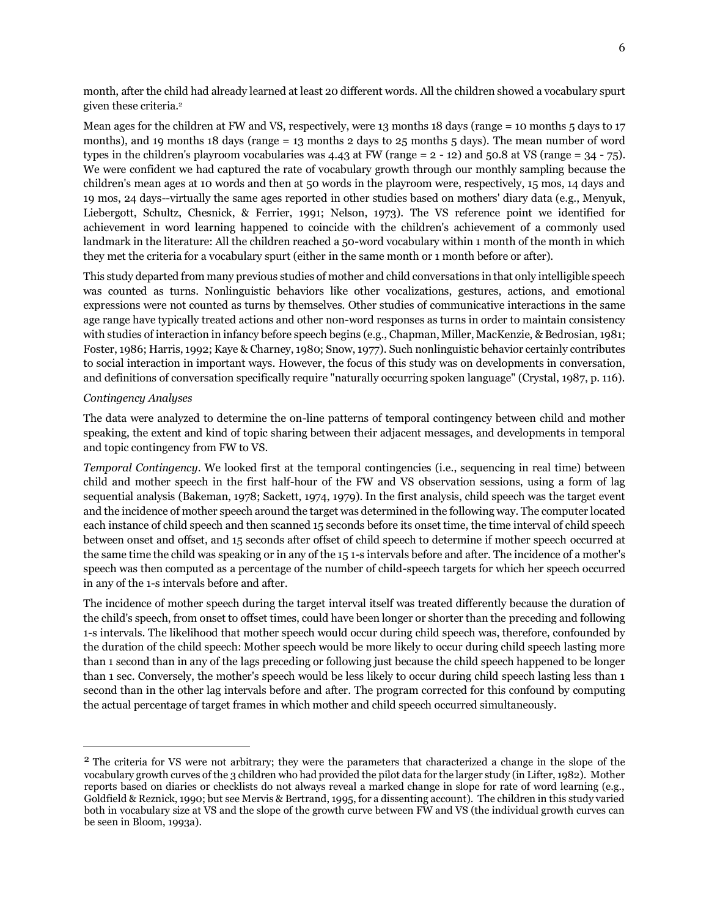month, after the child had already learned at least 20 different words. All the children showed a vocabulary spurt given these criteria.[2]

Mean ages for the children at FW and VS, respectively, were 13 months 18 days (range = 10 months 5 days to 17 months), and 19 months 18 days (range = 13 months 2 days to 25 months 5 days). The mean number of word types in the children's playroom vocabularies was 4.43 at FW (range = 2 - 12) and 50.8 at VS (range = 34 - 75). We were confident we had captured the rate of vocabulary growth through our monthly sampling because the children's mean ages at 10 words and then at 50 words in the playroom were, respectively, 15 mos, 14 days and 19 mos, 24 days--virtually the same ages reported in other studies based on mothers' diary data (e.g., Menyuk, Liebergott, Schultz, Chesnick, & Ferrier, 1991; Nelson, 1973). The VS reference point we identified for achievement in word learning happened to coincide with the children's achievement of a commonly used landmark in the literature: All the children reached a 50-word vocabulary within 1 month of the month in which they met the criteria for a vocabulary spurt (either in the same month or 1 month before or after).

This study departed from many previous studies of mother and child conversations in that only intelligible speech was counted as turns. Nonlinguistic behaviors like other vocalizations, gestures, actions, and emotional expressions were not counted as turns by themselves. Other studies of communicative interactions in the same age range have typically treated actions and other non-word responses as turns in order to maintain consistency with studies of interaction in infancy before speech begins (e.g., Chapman, Miller, MacKenzie, & Bedrosian, 1981; Foster, 1986; Harris, 1992; Kaye & Charney, 1980; Snow, 1977). Such nonlinguistic behavior certainly contributes to social interaction in important ways. However, the focus of this study was on developments in conversation, and definitions of conversation specifically require "naturally occurring spoken language" (Crystal, 1987, p. 116).

*Contingency Analyses*

The data were analyzed to determine the on-line patterns of temporal contingency between child and mother speaking, the extent and kind of topic sharing between their adjacent messages, and developments in temporal and topic contingency from FW to VS.

*Temporal Contingency*. We looked first at the temporal contingencies (i.e., sequencing in real time) between child and mother speech in the first half-hour of the FW and VS observation sessions, using a form of lag sequential analysis (Bakeman, 1978; Sackett, 1974, 1979). In the first analysis, child speech was the target event and the incidence of mother speech around the target was determined in the following way. The computer located each instance of child speech and then scanned 15 seconds before its onset time, the time interval of child speech between onset and offset, and 15 seconds after offset of child speech to determine if mother speech occurred at the same time the child was speaking or in any of the 15 1-s intervals before and after. The incidence of a mother's speech was then computed as a percentage of the number of child-speech targets for which her speech occurred in any of the 1-s intervals before and after.

The incidence of mother speech during the target interval itself was treated differently because the duration of the child's speech, from onset to offset times, could have been longer or shorter than the preceding and following 1-s intervals. The likelihood that mother speech would occur during child speech was, therefore, confounded by the duration of the child speech: Mother speech would be more likely to occur during child speech lasting more than 1 second than in any of the lags preceding or following just because the child speech happened to be longer than 1 sec. Conversely, the mother's speech would be less likely to occur during child speech lasting less than 1 second than in the other lag intervals before and after. The program corrected for this confound by computing the actual percentage of target frames in which mother and child speech occurred simultaneously.

---

[2] The criteria for VS were not arbitrary; they were the parameters that characterized a change in the slope of the vocabulary growth curves of the 3 children who had provided the pilot data for the larger study (in Lifter, 1982). Mother reports based on diaries or checklists do not always reveal a marked change in slope for rate of word learning (e.g., Goldfield & Reznick, 1990; but see Mervis & Bertrand, 1995, for a dissenting account). The children in this study varied both in vocabulary size at VS and the slope of the growth curve between FW and VS (the individual growth curves can be seen in Bloom, 1993a).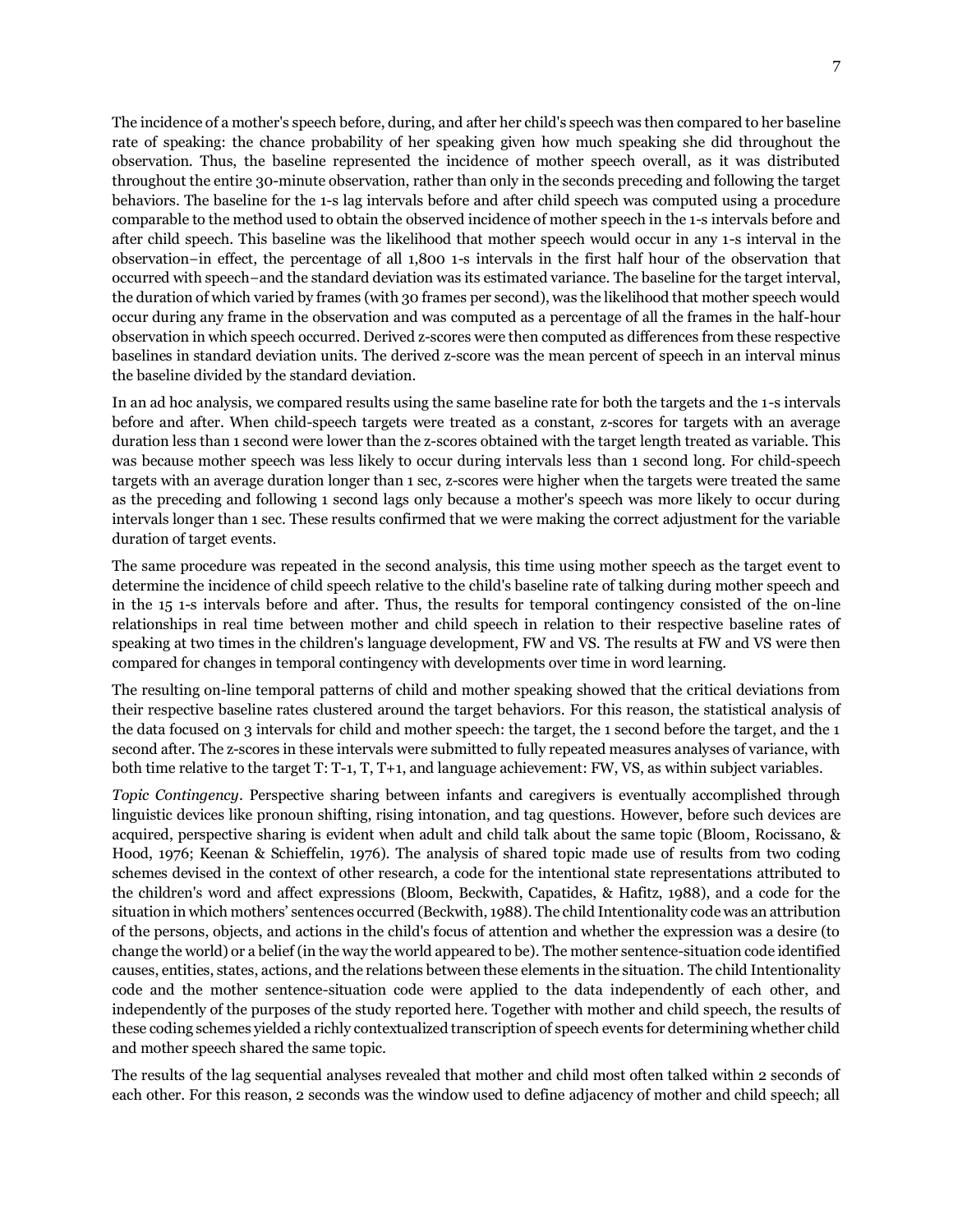The incidence of a mother's speech before, during, and after her child's speech was then compared to her baseline rate of speaking: the chance probability of her speaking given how much speaking she did throughout the observation. Thus, the baseline represented the incidence of mother speech overall, as it was distributed throughout the entire 30-minute observation, rather than only in the seconds preceding and following the target behaviors. The baseline for the 1-s lag intervals before and after child speech was computed using a procedure comparable to the method used to obtain the observed incidence of mother speech in the 1-s intervals before and after child speech. This baseline was the likelihood that mother speech would occur in any 1-s interval in the observation–in effect, the percentage of all 1,800 1-s intervals in the first half hour of the observation that occurred with speech–and the standard deviation was its estimated variance. The baseline for the target interval, the duration of which varied by frames (with 30 frames per second), was the likelihood that mother speech would occur during any frame in the observation and was computed as a percentage of all the frames in the half-hour observation in which speech occurred. Derived z-scores were then computed as differences from these respective baselines in standard deviation units. The derived z-score was the mean percent of speech in an interval minus the baseline divided by the standard deviation.

In an ad hoc analysis, we compared results using the same baseline rate for both the targets and the 1-s intervals before and after. When child-speech targets were treated as a constant, z-scores for targets with an average duration less than 1 second were lower than the z-scores obtained with the target length treated as variable. This was because mother speech was less likely to occur during intervals less than 1 second long. For child-speech targets with an average duration longer than 1 sec, z-scores were higher when the targets were treated the same as the preceding and following 1 second lags only because a mother's speech was more likely to occur during intervals longer than 1 sec. These results confirmed that we were making the correct adjustment for the variable duration of target events.

The same procedure was repeated in the second analysis, this time using mother speech as the target event to determine the incidence of child speech relative to the child's baseline rate of talking during mother speech and in the 15 1-s intervals before and after. Thus, the results for temporal contingency consisted of the on-line relationships in real time between mother and child speech in relation to their respective baseline rates of speaking at two times in the children's language development, FW and VS. The results at FW and VS were then compared for changes in temporal contingency with developments over time in word learning.

The resulting on-line temporal patterns of child and mother speaking showed that the critical deviations from their respective baseline rates clustered around the target behaviors. For this reason, the statistical analysis of the data focused on 3 intervals for child and mother speech: the target, the 1 second before the target, and the 1 second after. The z-scores in these intervals were submitted to fully repeated measures analyses of variance, with both time relative to the target T: T-1, T, T+1, and language achievement: FW, VS, as within subject variables.

*Topic Contingency*. Perspective sharing between infants and caregivers is eventually accomplished through linguistic devices like pronoun shifting, rising intonation, and tag questions. However, before such devices are acquired, perspective sharing is evident when adult and child talk about the same topic (Bloom, Rocissano, & Hood, 1976; Keenan & Schieffelin, 1976). The analysis of shared topic made use of results from two coding schemes devised in the context of other research, a code for the intentional state representations attributed to the children's word and affect expressions (Bloom, Beckwith, Capatides, & Hafitz, 1988), and a code for the situation in which mothers' sentences occurred (Beckwith, 1988). The child Intentionality code was an attribution of the persons, objects, and actions in the child's focus of attention and whether the expression was a desire (to change the world) or a belief (in the way the world appeared to be). The mother sentence-situation code identified causes, entities, states, actions, and the relations between these elements in the situation. The child Intentionality code and the mother sentence-situation code were applied to the data independently of each other, and independently of the purposes of the study reported here. Together with mother and child speech, the results of these coding schemes yielded a richly contextualized transcription of speech events for determining whether child and mother speech shared the same topic.

The results of the lag sequential analyses revealed that mother and child most often talked within 2 seconds of each other. For this reason, 2 seconds was the window used to define adjacency of mother and child speech; all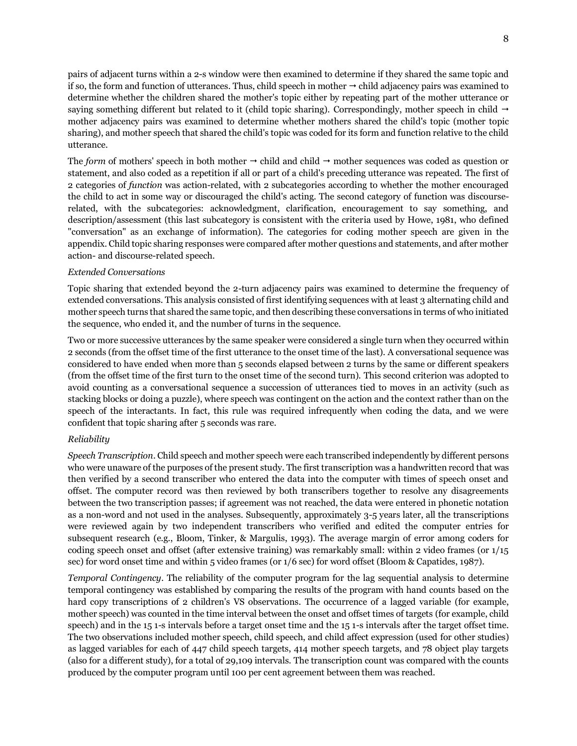pairs of adjacent turns within a 2-s window were then examined to determine if they shared the same topic and if so, the form and function of utterances. Thus, child speech in mother → child adjacency pairs was examined to determine whether the children shared the mother's topic either by repeating part of the mother utterance or saying something different but related to it (child topic sharing). Correspondingly, mother speech in child → mother adjacency pairs was examined to determine whether mothers shared the child's topic (mother topic sharing), and mother speech that shared the child's topic was coded for its form and function relative to the child utterance.

The *form* of mothers' speech in both mother → child and child → mother sequences was coded as question or statement, and also coded as a repetition if all or part of a child's preceding utterance was repeated. The first of 2 categories of *function* was action-related, with 2 subcategories according to whether the mother encouraged the child to act in some way or discouraged the child's acting. The second category of function was discourse-related, with the subcategories: acknowledgment, clarification, encouragement to say something, and description/assessment (this last subcategory is consistent with the criteria used by Howe, 1981, who defined "conversation" as an exchange of information). The categories for coding mother speech are given in the appendix. Child topic sharing responses were compared after mother questions and statements, and after mother action- and discourse-related speech.

*Extended Conversations*

Topic sharing that extended beyond the 2-turn adjacency pairs was examined to determine the frequency of extended conversations. This analysis consisted of first identifying sequences with at least 3 alternating child and mother speech turns that shared the same topic, and then describing these conversations in terms of who initiated the sequence, who ended it, and the number of turns in the sequence.

Two or more successive utterances by the same speaker were considered a single turn when they occurred within 2 seconds (from the offset time of the first utterance to the onset time of the last). A conversational sequence was considered to have ended when more than 5 seconds elapsed between 2 turns by the same or different speakers (from the offset time of the first turn to the onset time of the second turn). This second criterion was adopted to avoid counting as a conversational sequence a succession of utterances tied to moves in an activity (such as stacking blocks or doing a puzzle), where speech was contingent on the action and the context rather than on the speech of the interactants. In fact, this rule was required infrequently when coding the data, and we were confident that topic sharing after 5 seconds was rare.

*Reliability*

*Speech Transcription*. Child speech and mother speech were each transcribed independently by different persons who were unaware of the purposes of the present study. The first transcription was a handwritten record that was then verified by a second transcriber who entered the data into the computer with times of speech onset and offset. The computer record was then reviewed by both transcribers together to resolve any disagreements between the two transcription passes; if agreement was not reached, the data were entered in phonetic notation as a non-word and not used in the analyses. Subsequently, approximately 3-5 years later, all the transcriptions were reviewed again by two independent transcribers who verified and edited the computer entries for subsequent research (e.g., Bloom, Tinker, & Margulis, 1993). The average margin of error among coders for coding speech onset and offset (after extensive training) was remarkably small: within 2 video frames (or 1/15 sec) for word onset time and within 5 video frames (or 1/6 sec) for word offset (Bloom & Capatides, 1987).

*Temporal Contingency*. The reliability of the computer program for the lag sequential analysis to determine temporal contingency was established by comparing the results of the program with hand counts based on the hard copy transcriptions of 2 children's VS observations. The occurrence of a lagged variable (for example, mother speech) was counted in the time interval between the onset and offset times of targets (for example, child speech) and in the 15 1-s intervals before a target onset time and the 15 1-s intervals after the target offset time. The two observations included mother speech, child speech, and child affect expression (used for other studies) as lagged variables for each of 447 child speech targets, 414 mother speech targets, and 78 object play targets (also for a different study), for a total of 29,109 intervals. The transcription count was compared with the counts produced by the computer program until 100 per cent agreement between them was reached.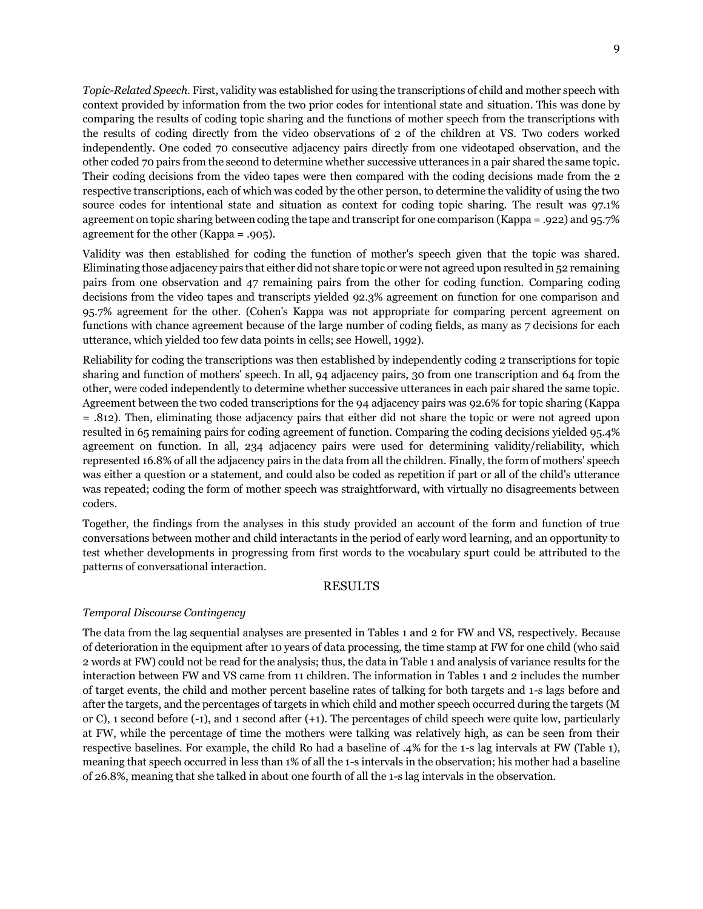*Topic-Related Speech*. First, validity was established for using the transcriptions of child and mother speech with context provided by information from the two prior codes for intentional state and situation. This was done by comparing the results of coding topic sharing and the functions of mother speech from the transcriptions with the results of coding directly from the video observations of 2 of the children at VS. Two coders worked independently. One coded 70 consecutive adjacency pairs directly from one videotaped observation, and the other coded 70 pairs from the second to determine whether successive utterances in a pair shared the same topic. Their coding decisions from the video tapes were then compared with the coding decisions made from the 2 respective transcriptions, each of which was coded by the other person, to determine the validity of using the two source codes for intentional state and situation as context for coding topic sharing. The result was 97.1% agreement on topic sharing between coding the tape and transcript for one comparison (Kappa = .922) and 95.7% agreement for the other (Kappa = .905).

Validity was then established for coding the function of mother's speech given that the topic was shared. Eliminating those adjacency pairs that either did not share topic or were not agreed upon resulted in 52 remaining pairs from one observation and 47 remaining pairs from the other for coding function. Comparing coding decisions from the video tapes and transcripts yielded 92.3% agreement on function for one comparison and 95.7% agreement for the other. (Cohen's Kappa was not appropriate for comparing percent agreement on functions with chance agreement because of the large number of coding fields, as many as 7 decisions for each utterance, which yielded too few data points in cells; see Howell, 1992).

Reliability for coding the transcriptions was then established by independently coding 2 transcriptions for topic sharing and function of mothers' speech. In all, 94 adjacency pairs, 30 from one transcription and 64 from the other, were coded independently to determine whether successive utterances in each pair shared the same topic. Agreement between the two coded transcriptions for the 94 adjacency pairs was 92.6% for topic sharing (Kappa = .812). Then, eliminating those adjacency pairs that either did not share the topic or were not agreed upon resulted in 65 remaining pairs for coding agreement of function. Comparing the coding decisions yielded 95.4% agreement on function. In all, 234 adjacency pairs were used for determining validity/reliability, which represented 16.8% of all the adjacency pairs in the data from all the children. Finally, the form of mothers' speech was either a question or a statement, and could also be coded as repetition if part or all of the child's utterance was repeated; coding the form of mother speech was straightforward, with virtually no disagreements between coders.

Together, the findings from the analyses in this study provided an account of the form and function of true conversations between mother and child interactants in the period of early word learning, and an opportunity to test whether developments in progressing from first words to the vocabulary spurt could be attributed to the patterns of conversational interaction.

## RESULTS

### *Temporal Discourse Contingency*

The data from the lag sequential analyses are presented in Tables 1 and 2 for FW and VS, respectively. Because of deterioration in the equipment after 10 years of data processing, the time stamp at FW for one child (who said 2 words at FW) could not be read for the analysis; thus, the data in Table 1 and analysis of variance results for the interaction between FW and VS came from 11 children. The information in Tables 1 and 2 includes the number of target events, the child and mother percent baseline rates of talking for both targets and 1-s lags before and after the targets, and the percentages of targets in which child and mother speech occurred during the targets (M or C), 1 second before (-1), and 1 second after (+1). The percentages of child speech were quite low, particularly at FW, while the percentage of time the mothers were talking was relatively high, as can be seen from their respective baselines. For example, the child Ro had a baseline of .4% for the 1-s lag intervals at FW (Table 1), meaning that speech occurred in less than 1% of all the 1-s intervals in the observation; his mother had a baseline of 26.8%, meaning that she talked in about one fourth of all the 1-s lag intervals in the observation.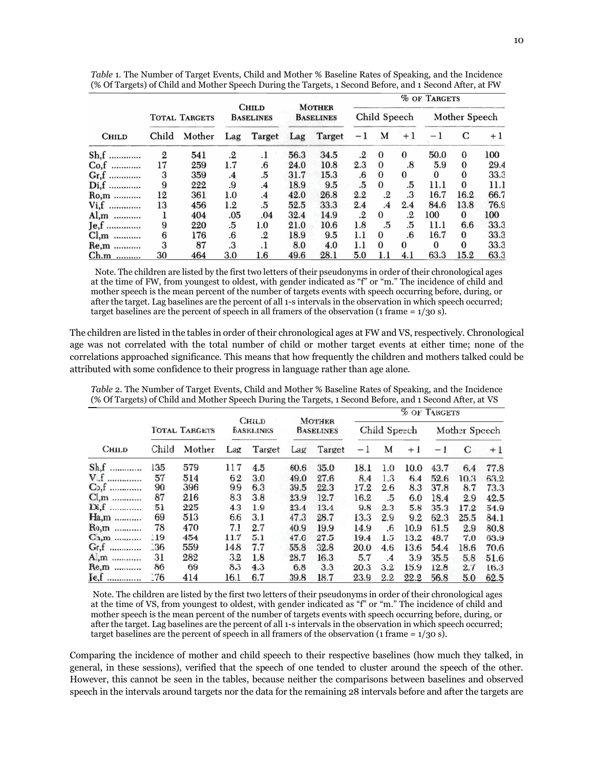*Table* 1. The Number of Target Events, Child and Mother % Baseline Rates of Speaking, and the Incidence (% Of Targets) of Child and Mother Speech During the Targets, 1 Second Before, and 1 Second After, at FW

| | Total Targets | | Child Baselines | | Mother Baselines | | % of Targets | | | | | |
|---|---|---|---|---|---|---|---|---|---|---|---|---|
| | | | | | | | Child Speech | | | Mother Speech | | |
| Child | Child | Mother | Lag | Target | Lag | Target | −1 | M | +1 | −1 | C | +1 |
| Sh,f | 2 | 541 | .2 | .1 | 56.3 | 34.5 | .2 | 0 | 0 | 50.0 | 0 | 100 |
| Co,f | 17 | 259 | 1.7 | .6 | 24.0 | 10.8 | 2.3 | 0 | .8 | 5.9 | 0 | 29.4 |
| Gr,f | 3 | 359 | .4 | .5 | 31.7 | 15.3 | .6 | 0 | 0 | 0 | 0 | 33.3 |
| Di,f | 9 | 222 | .9 | .4 | 18.9 | 9.5 | .5 | 0 | .5 | 11.1 | 0 | 11.1 |
| Ro,m | 12 | 361 | 1.0 | .4 | 42.0 | 26.8 | 2.2 | .2 | .3 | 16.7 | 16.2 | 66.7 |
| Vi,f | 13 | 456 | 1.2 | .5 | 52.5 | 33.3 | 2.4 | .4 | 2.4 | 84.6 | 13.8 | 76.9 |
| Al,m | 1 | 404 | .05 | .04 | 32.4 | 14.9 | .2 | 0 | .2 | 100 | 0 | 100 |
| Je,f | 9 | 220 | .5 | 1.0 | 21.0 | 10.6 | 1.8 | .5 | .5 | 11.1 | 6.6 | 33.3 |
| Cl,m | 6 | 176 | .6 | .2 | 18.9 | 9.5 | 1.1 | 0 | .6 | 16.7 | 0 | 33.3 |
| Re,m | 3 | 87 | .3 | .1 | 8.0 | 4.0 | 1.1 | 0 | 0 | 0 | 0 | 33.3 |
| Ch.m | 30 | 464 | 3.0 | 1.6 | 49.6 | 28.1 | 5.0 | 1.1 | 4.1 | 63.3 | 15.2 | 63.3 |

Note. The children are listed by the first two letters of their pseudonyms in order of their chronological ages at the time of FW, from youngest to oldest, with gender indicated as "f" or "m." The incidence of child and mother speech is the mean percent of the number of targets events with speech occurring before, during, or after the target. Lag baselines are the percent of all 1-s intervals in the observation in which speech occurred; target baselines are the percent of speech in all framers of the observation (1 frame = 1/30 s).

The children are listed in the tables in order of their chronological ages at FW and VS, respectively. Chronological age was not correlated with the total number of child or mother target events at either time; none of the correlations approached significance. This means that how frequently the children and mothers talked could be attributed with some confidence to their progress in language rather than age alone.

*Table* 2. The Number of Target Events, Child and Mother % Baseline Rates of Speaking, and the Incidence (% Of Targets) of Child and Mother Speech During the Targets, 1 Second Before, and 1 Second After, at VS

| | Total Targets | | Child Baselines | | Mother Baselines | | % of Targets | | | | | |
|---|---|---|---|---|---|---|---|---|---|---|---|---|
| | | | | | | | Child Speech | | | Mother Speech | | |
| Child | Child | Mother | Lag | Target | Lag | Target | −1 | M | +1 | −1 | C | +1 |
| Sh,f | 135 | 579 | 11.7 | 4.5 | 60.6 | 35.0 | 18.1 | 1.0 | 10.0 | 43.7 | 6.4 | 77.8 |
| Vi,f | 57 | 514 | 6.2 | 3.0 | 49.0 | 27.6 | 8.4 | 1.3 | 6.4 | 52.6 | 10.3 | 63.2 |
| Co,f | 90 | 396 | 9.9 | 6.3 | 39.5 | 22.3 | 17.2 | 2.6 | 8.3 | 37.8 | 8.7 | 73.3 |
| Cl,m | 87 | 216 | 8.3 | 3.8 | 23.9 | 12.7 | 16.2 | .5 | 6.0 | 18.4 | 2.9 | 42.5 |
| Di,f | 51 | 225 | 4.3 | 1.9 | 23.4 | 13.4 | 9.8 | 2.3 | 5.8 | 35.3 | 17.2 | 54.9 |
| Ha,m | 69 | 513 | 6.6 | 3.1 | 47.3 | 28.7 | 13.3 | 2.9 | 9.2 | 62.3 | 25.5 | 84.1 |
| Ro,m | 78 | 470 | 7.1 | 2.7 | 40.9 | 19.9 | 14.9 | .6 | 10.9 | 61.5 | 2.9 | 80.8 |
| Ch,m | 119 | 454 | 11.7 | 5.1 | 47.6 | 27.5 | 19.4 | 1.5 | 13.2 | 48.7 | 7.0 | 63.9 |
| Gr,f | 136 | 559 | 14.8 | 7.7 | 55.8 | 32.8 | 20.0 | 4.6 | 13.6 | 54.4 | 18.6 | 70.6 |
| Al,m | 31 | 282 | 3.2 | 1.8 | 28.7 | 16.3 | 5.7 | .4 | 3.9 | 35.5 | 5.8 | 51.6 |
| Re,m | 86 | 69 | 8.3 | 4.3 | 6.8 | 3.3 | 20.3 | 3.2 | 15.9 | 12.8 | 2.7 | 16.3 |
| Je,f | 176 | 414 | 16.1 | 6.7 | 39.8 | 18.7 | 23.9 | 2.2 | 22.2 | 56.8 | 5.0 | 62.5 |

Note. The children are listed by the first two letters of their pseudonyms in order of their chronological ages at the time of VS, from youngest to oldest, with gender indicated as "f" or "m." The incidence of child and mother speech is the mean percent of the number of targets events with speech occurring before, during, or after the target. Lag baselines are the percent of all 1-s intervals in the observation in which speech occurred; target baselines are the percent of speech in all framers of the observation (1 frame = 1/30 s).

Comparing the incidence of mother and child speech to their respective baselines (how much they talked, in general, in these sessions), verified that the speech of one tended to cluster around the speech of the other. However, this cannot be seen in the tables, because neither the comparisons between baselines and observed speech in the intervals around targets nor the data for the remaining 28 intervals before and after the targets are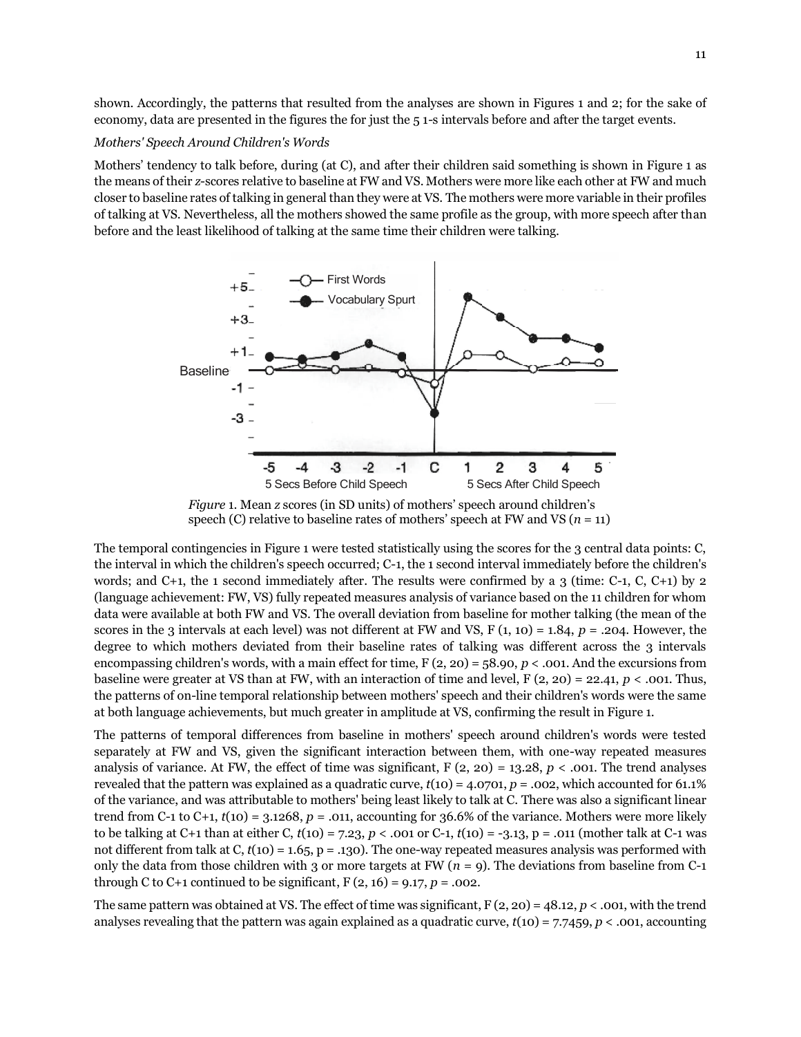shown. Accordingly, the patterns that resulted from the analyses are shown in Figures 1 and 2; for the sake of economy, data are presented in the figures the for just the 5 1-s intervals before and after the target events.

*Mothers' Speech Around Children's Words*

Mothers' tendency to talk before, during (at C), and after their children said something is shown in Figure 1 as the means of their *z*-scores relative to baseline at FW and VS. Mothers were more like each other at FW and much closer to baseline rates of talking in general than they were at VS. The mothers were more variable in their profiles of talking at VS. Nevertheless, all the mothers showed the same profile as the group, with more speech after than before and the least likelihood of talking at the same time their children were talking.

*Figure* 1. Mean *z* scores (in SD units) of mothers' speech around children's speech (C) relative to baseline rates of mothers' speech at FW and VS ($n$ = 11)

The temporal contingencies in Figure 1 were tested statistically using the scores for the 3 central data points: C, the interval in which the children's speech occurred; C-1, the 1 second interval immediately before the children's words; and C+1, the 1 second immediately after. The results were confirmed by a 3 (time: C-1, C, C+1) by 2 (language achievement: FW, VS) fully repeated measures analysis of variance based on the 11 children for whom data were available at both FW and VS. The overall deviation from baseline for mother talking (the mean of the scores in the 3 intervals at each level) was not different at FW and VS, $F$ (1, 10) = 1.84, $p$ = .204. However, the degree to which mothers deviated from their baseline rates of talking was different across the 3 intervals encompassing children's words, with a main effect for time, $F$ (2, 20) = 58.90, $p < .001$. And the excursions from baseline were greater at VS than at FW, with an interaction of time and level, $F$ (2, 20) = 22.41, $p < .001$. Thus, the patterns of on-line temporal relationship between mothers' speech and their children's words were the same at both language achievements, but much greater in amplitude at VS, confirming the result in Figure 1.

The patterns of temporal differences from baseline in mothers' speech around children's words were tested separately at FW and VS, given the significant interaction between them, with one-way repeated measures analysis of variance. At FW, the effect of time was significant, $F$ (2, 20) = 13.28, $p < .001$. The trend analyses revealed that the pattern was explained as a quadratic curve, $t$(10) = 4.0701, $p$ = .002, which accounted for 61.1% of the variance, and was attributable to mothers' being least likely to talk at C. There was also a significant linear trend from C-1 to C+1, $t$(10) = 3.1268, $p$ = .011, accounting for 36.6% of the variance. Mothers were more likely to be talking at C+1 than at either C, $t$(10) = 7.23, $p < .001$ or C-1, $t$(10) = -3.13, p = .011 (mother talk at C-1 was not different from talk at C, $t$(10) = 1.65, p = .130). The one-way repeated measures analysis was performed with only the data from those children with 3 or more targets at FW ($n$ = 9). The deviations from baseline from C-1 through C to C+1 continued to be significant, $F$ (2, 16) = 9.17, $p$ = .002.

The same pattern was obtained at VS. The effect of time was significant, $F$ (2, 20) = 48.12, $p < .001$, with the trend analyses revealing that the pattern was again explained as a quadratic curve, $t$(10) = 7.7459, $p < .001$, accounting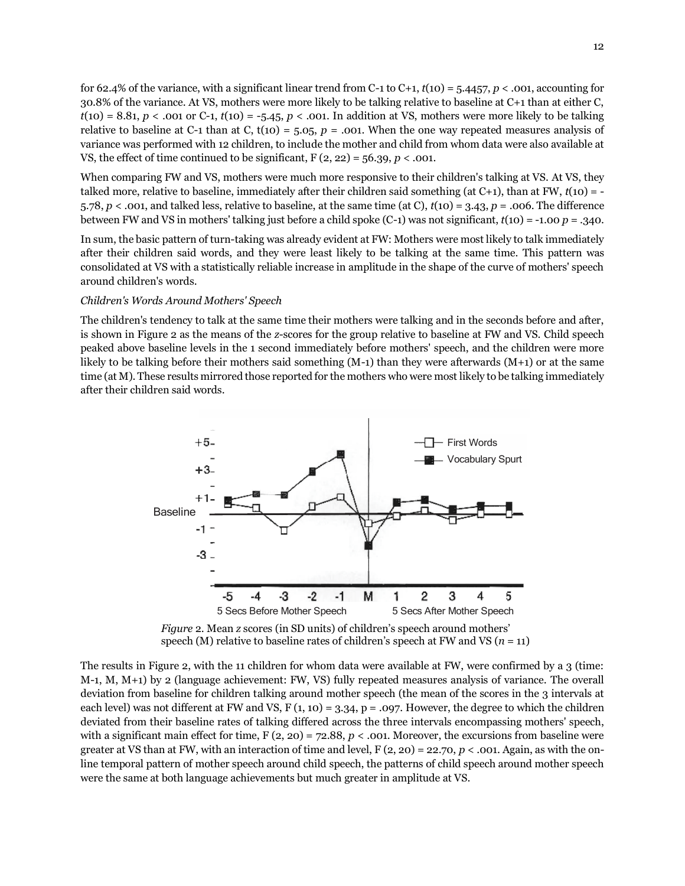for 62.4% of the variance, with a significant linear trend from C-1 to C+1, $t(10) = 5.4457$, $p < .001$, accounting for 30.8% of the variance. At VS, mothers were more likely to be talking relative to baseline at C+1 than at either C, $t(10) = 8.81$, $p < .001$ or C-1, $t(10) = -5.45$, $p < .001$. In addition at VS, mothers were more likely to be talking relative to baseline at C-1 than at C, $t(10) = 5.05$, $p = .001$. When the one way repeated measures analysis of variance was performed with 12 children, to include the mother and child from whom data were also available at VS, the effect of time continued to be significant, $F(2, 22) = 56.39$, $p < .001$.

When comparing FW and VS, mothers were much more responsive to their children's talking at VS. At VS, they talked more, relative to baseline, immediately after their children said something (at C+1), than at FW, $t(10) = -5.78$, $p < .001$, and talked less, relative to baseline, at the same time (at C), $t(10) = 3.43$, $p = .006$. The difference between FW and VS in mothers' talking just before a child spoke (C-1) was not significant, $t(10) = -1.00$ $p = .340$.

In sum, the basic pattern of turn-taking was already evident at FW: Mothers were most likely to talk immediately after their children said words, and they were least likely to be talking at the same time. This pattern was consolidated at VS with a statistically reliable increase in amplitude in the shape of the curve of mothers' speech around children's words.

*Children's Words Around Mothers' Speech*

The children's tendency to talk at the same time their mothers were talking and in the seconds before and after, is shown in Figure 2 as the means of the *z*-scores for the group relative to baseline at FW and VS. Child speech peaked above baseline levels in the 1 second immediately before mothers' speech, and the children were more likely to be talking before their mothers said something (M-1) than they were afterwards (M+1) or at the same time (at M). These results mirrored those reported for the mothers who were most likely to be talking immediately after their children said words.

*Figure* 2. Mean *z* scores (in SD units) of children's speech around mothers' speech (M) relative to baseline rates of children's speech at FW and VS ($n = 11$)

The results in Figure 2, with the 11 children for whom data were available at FW, were confirmed by a 3 (time: M-1, M, M+1) by 2 (language achievement: FW, VS) fully repeated measures analysis of variance. The overall deviation from baseline for children talking around mother speech (the mean of the scores in the 3 intervals at each level) was not different at FW and VS, $F(1, 10) = 3.34$, $p = .097$. However, the degree to which the children deviated from their baseline rates of talking differed across the three intervals encompassing mothers' speech, with a significant main effect for time, $F(2, 20) = 72.88$, $p < .001$. Moreover, the excursions from baseline were greater at VS than at FW, with an interaction of time and level, $F(2, 20) = 22.70$, $p < .001$. Again, as with the on-line temporal pattern of mother speech around child speech, the patterns of child speech around mother speech were the same at both language achievements but much greater in amplitude at VS.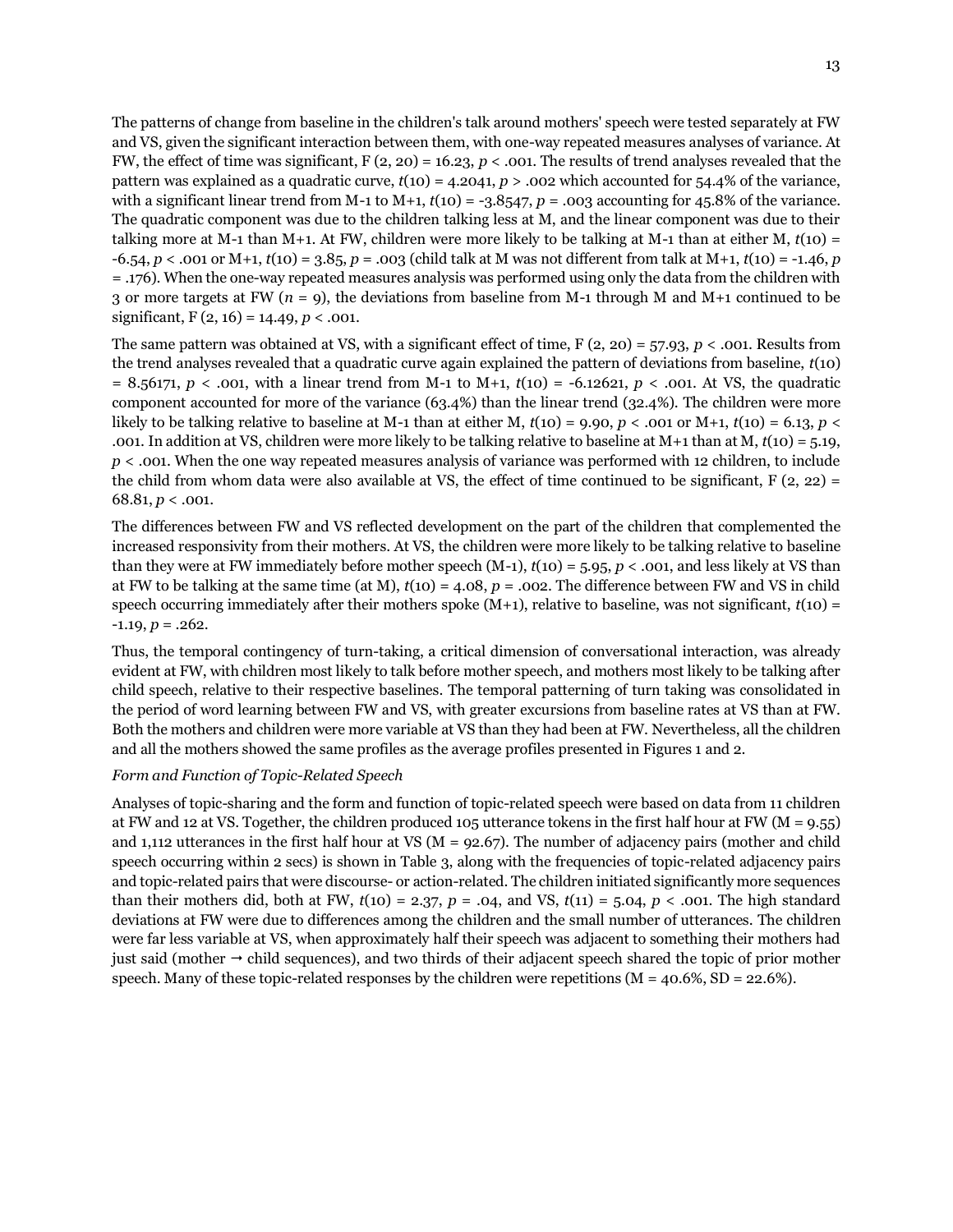The patterns of change from baseline in the children's talk around mothers' speech were tested separately at FW and VS, given the significant interaction between them, with one-way repeated measures analyses of variance. At FW, the effect of time was significant, $F(2, 20) = 16.23$, $p < .001$. The results of trend analyses revealed that the pattern was explained as a quadratic curve, $t(10) = 4.2041$, $p > .002$ which accounted for 54.4% of the variance, with a significant linear trend from M-1 to M+1, $t(10) = -3.8547$, $p = .003$ accounting for 45.8% of the variance. The quadratic component was due to the children talking less at M, and the linear component was due to their talking more at M-1 than M+1. At FW, children were more likely to be talking at M-1 than at either M, $t(10) = -6.54$, $p < .001$ or M+1, $t(10) = 3.85$, $p = .003$ (child talk at M was not different from talk at M+1, $t(10) = -1.46$, $p = .176$). When the one-way repeated measures analysis was performed using only the data from the children with 3 or more targets at FW ($n = 9$), the deviations from baseline from M-1 through M and M+1 continued to be significant, $F(2, 16) = 14.49$, $p < .001$.

The same pattern was obtained at VS, with a significant effect of time, $F(2, 20) = 57.93$, $p < .001$. Results from the trend analyses revealed that a quadratic curve again explained the pattern of deviations from baseline, $t(10) = 8.56171$, $p < .001$, with a linear trend from M-1 to M+1, $t(10) = -6.12621$, $p < .001$. At VS, the quadratic component accounted for more of the variance (63.4%) than the linear trend (32.4%). The children were more likely to be talking relative to baseline at M-1 than at either M, $t(10) = 9.90$, $p < .001$ or M+1, $t(10) = 6.13$, $p < .001$. In addition at VS, children were more likely to be talking relative to baseline at M+1 than at M, $t(10) = 5.19$, $p < .001$. When the one way repeated measures analysis of variance was performed with 12 children, to include the child from whom data were also available at VS, the effect of time continued to be significant, $F(2, 22) = 68.81$, $p < .001$.

The differences between FW and VS reflected development on the part of the children that complemented the increased responsivity from their mothers. At VS, the children were more likely to be talking relative to baseline than they were at FW immediately before mother speech (M-1), $t(10) = 5.95$, $p < .001$, and less likely at VS than at FW to be talking at the same time (at M), $t(10) = 4.08$, $p = .002$. The difference between FW and VS in child speech occurring immediately after their mothers spoke (M+1), relative to baseline, was not significant, $t(10) = -1.19$, $p = .262$.

Thus, the temporal contingency of turn-taking, a critical dimension of conversational interaction, was already evident at FW, with children most likely to talk before mother speech, and mothers most likely to be talking after child speech, relative to their respective baselines. The temporal patterning of turn taking was consolidated in the period of word learning between FW and VS, with greater excursions from baseline rates at VS than at FW. Both the mothers and children were more variable at VS than they had been at FW. Nevertheless, all the children and all the mothers showed the same profiles as the average profiles presented in Figures 1 and 2.

*Form and Function of Topic-Related Speech*

Analyses of topic-sharing and the form and function of topic-related speech were based on data from 11 children at FW and 12 at VS. Together, the children produced 105 utterance tokens in the first half hour at FW ($M = 9.55$) and 1,112 utterances in the first half hour at VS ($M = 92.67$). The number of adjacency pairs (mother and child speech occurring within 2 secs) is shown in Table 3, along with the frequencies of topic-related adjacency pairs and topic-related pairs that were discourse- or action-related. The children initiated significantly more sequences than their mothers did, both at FW, $t(10) = 2.37$, $p = .04$, and VS, $t(11) = 5.04$, $p < .001$. The high standard deviations at FW were due to differences among the children and the small number of utterances. The children were far less variable at VS, when approximately half their speech was adjacent to something their mothers had just said (mother → child sequences), and two thirds of their adjacent speech shared the topic of prior mother speech. Many of these topic-related responses by the children were repetitions ($M = 40.6\%$, $SD = 22.6\%$).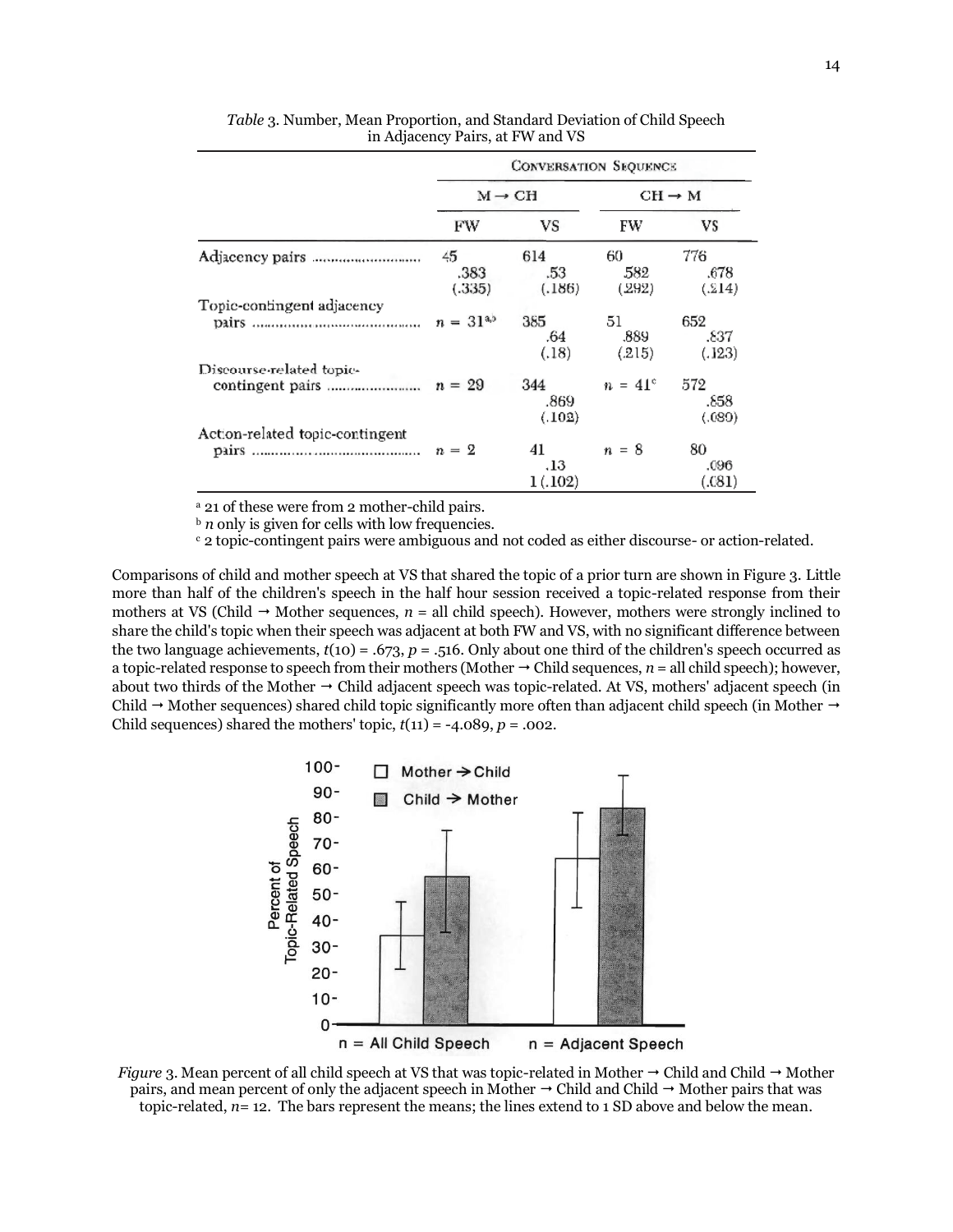*Table* 3. Number, Mean Proportion, and Standard Deviation of Child Speech in Adjacency Pairs, at FW and VS

| | Conversation Sequence | | | |
|---|---|---|---|---|
| | M → CH | | CH → M | |
| | FW | VS | FW | VS |
| Adjacency pairs | 45<br>.383<br>(.335) | 614<br>.53<br>(.186) | 60<br>.582<br>(.292) | 776<br>.678<br>(.214) |
| Topic-contingent adjacency pairs | $n$ = 31[a,b] | 385<br>.64<br>(.18) | 51<br>.889<br>(.215) | 652<br>.837<br>(.123) |
| Discourse-related topic-contingent pairs | $n$ = 29 | 344<br>.869<br>(.102) | $n$ = 41[c] | 572<br>.858<br>(.089) |
| Action-related topic-contingent pairs | $n$ = 2 | 41<br>.13<br>1 (.102) | $n$ = 8 | 80<br>.096<br>(.081) |

[a] 21 of these were from 2 mother-child pairs.
[b] $n$ only is given for cells with low frequencies.
[c] 2 topic-contingent pairs were ambiguous and not coded as either discourse- or action-related.

Comparisons of child and mother speech at VS that shared the topic of a prior turn are shown in Figure 3. Little more than half of the children's speech in the half hour session received a topic-related response from their mothers at VS (Child → Mother sequences, $n$ = all child speech). However, mothers were strongly inclined to share the child's topic when their speech was adjacent at both FW and VS, with no significant difference between the two language achievements, $t(10) = .673$, $p = .516$. Only about one third of the children's speech occurred as a topic-related response to speech from their mothers (Mother → Child sequences, $n$ = all child speech); however, about two thirds of the Mother → Child adjacent speech was topic-related. At VS, mothers' adjacent speech (in Child → Mother sequences) shared child topic significantly more often than adjacent child speech (in Mother → Child sequences) shared the mothers' topic, $t(11) = -4.089$, $p = .002$.

*Figure* 3. Mean percent of all child speech at VS that was topic-related in Mother → Child and Child → Mother pairs, and mean percent of only the adjacent speech in Mother → Child and Child → Mother pairs that was topic-related, $n$= 12. The bars represent the means; the lines extend to 1 SD above and below the mean.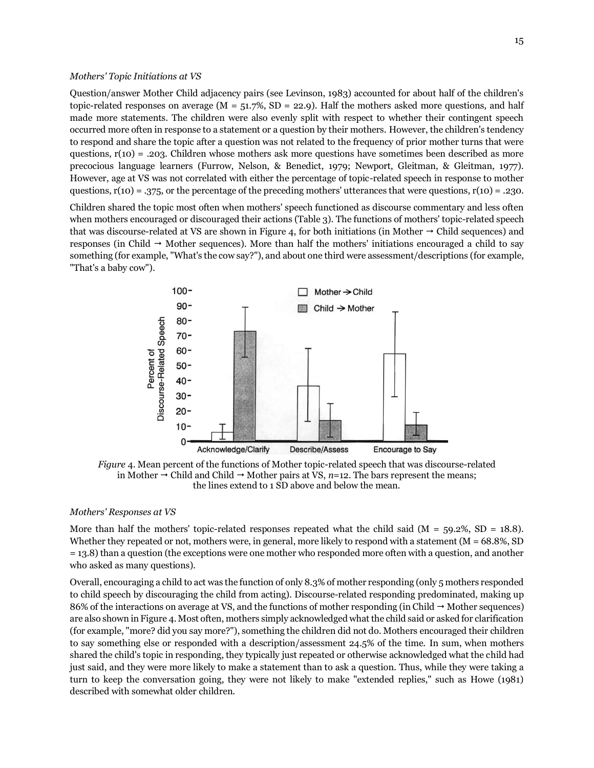*Mothers' Topic Initiations at VS*

Question/answer Mother Child adjacency pairs (see Levinson, 1983) accounted for about half of the children's topic-related responses on average (M = 51.7%, SD = 22.9). Half the mothers asked more questions, and half made more statements. The children were also evenly split with respect to whether their contingent speech occurred more often in response to a statement or a question by their mothers. However, the children's tendency to respond and share the topic after a question was not related to the frequency of prior mother turns that were questions, r(10) = .203. Children whose mothers ask more questions have sometimes been described as more precocious language learners (Furrow, Nelson, & Benedict, 1979; Newport, Gleitman, & Gleitman, 1977). However, age at VS was not correlated with either the percentage of topic-related speech in response to mother questions, r(10) = .375, or the percentage of the preceding mothers' utterances that were questions, r(10) = .230.

Children shared the topic most often when mothers' speech functioned as discourse commentary and less often when mothers encouraged or discouraged their actions (Table 3). The functions of mothers' topic-related speech that was discourse-related at VS are shown in Figure 4, for both initiations (in Mother → Child sequences) and responses (in Child → Mother sequences). More than half the mothers' initiations encouraged a child to say something (for example, "What's the cow say?"), and about one third were assessment/descriptions (for example, "That's a baby cow").

*Figure* 4. Mean percent of the functions of Mother topic-related speech that was discourse-related in Mother → Child and Child → Mother pairs at VS, *n*=12. The bars represent the means; the lines extend to 1 SD above and below the mean.

*Mothers' Responses at VS*

More than half the mothers' topic-related responses repeated what the child said (M = 59.2%, SD = 18.8). Whether they repeated or not, mothers were, in general, more likely to respond with a statement (M = 68.8%, SD = 13.8) than a question (the exceptions were one mother who responded more often with a question, and another who asked as many questions).

Overall, encouraging a child to act was the function of only 8.3% of mother responding (only 5 mothers responded to child speech by discouraging the child from acting). Discourse-related responding predominated, making up 86% of the interactions on average at VS, and the functions of mother responding (in Child → Mother sequences) are also shown in Figure 4. Most often, mothers simply acknowledged what the child said or asked for clarification (for example, "more? did you say more?"), something the children did not do. Mothers encouraged their children to say something else or responded with a description/assessment 24.5% of the time. In sum, when mothers shared the child's topic in responding, they typically just repeated or otherwise acknowledged what the child had just said, and they were more likely to make a statement than to ask a question. Thus, while they were taking a turn to keep the conversation going, they were not likely to make "extended replies," such as Howe (1981) described with somewhat older children.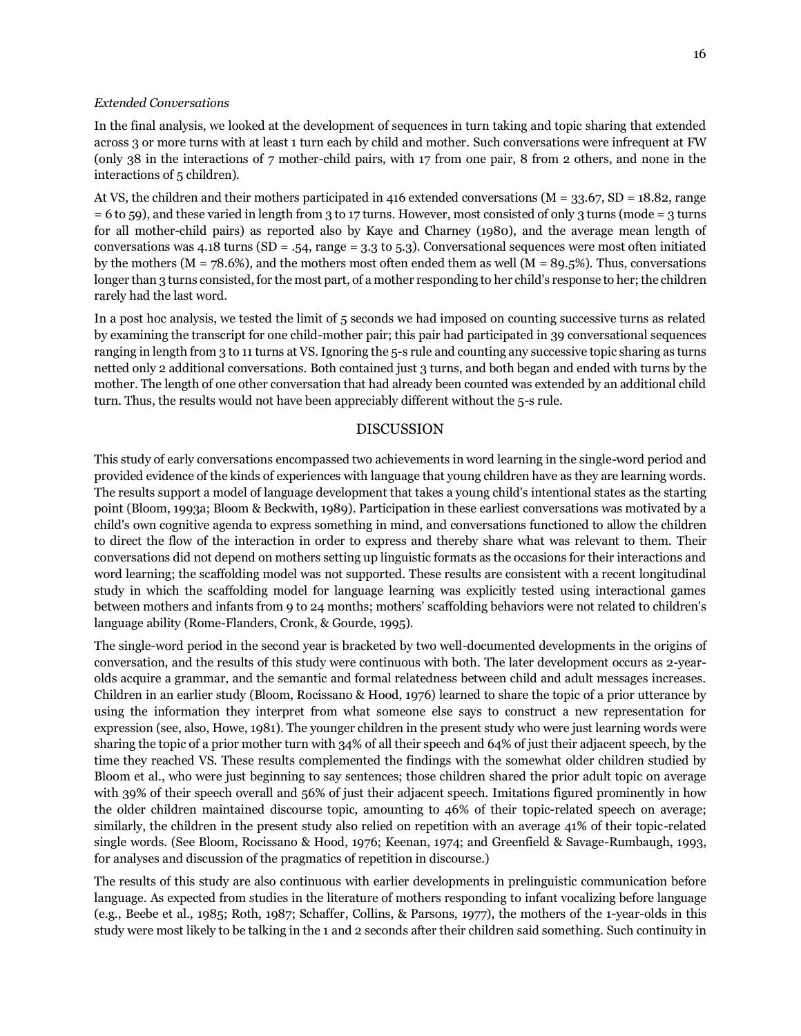*Extended Conversations*

In the final analysis, we looked at the development of sequences in turn taking and topic sharing that extended across 3 or more turns with at least 1 turn each by child and mother. Such conversations were infrequent at FW (only 38 in the interactions of 7 mother-child pairs, with 17 from one pair, 8 from 2 others, and none in the interactions of 5 children).

At VS, the children and their mothers participated in 416 extended conversations (M = 33.67, SD = 18.82, range = 6 to 59), and these varied in length from 3 to 17 turns. However, most consisted of only 3 turns (mode = 3 turns for all mother-child pairs) as reported also by Kaye and Charney (1980), and the average mean length of conversations was 4.18 turns (SD = .54, range = 3.3 to 5.3). Conversational sequences were most often initiated by the mothers (M = 78.6%), and the mothers most often ended them as well (M = 89.5%). Thus, conversations longer than 3 turns consisted, for the most part, of a mother responding to her child's response to her; the children rarely had the last word.

In a post hoc analysis, we tested the limit of 5 seconds we had imposed on counting successive turns as related by examining the transcript for one child-mother pair; this pair had participated in 39 conversational sequences ranging in length from 3 to 11 turns at VS. Ignoring the 5-s rule and counting any successive topic sharing as turns netted only 2 additional conversations. Both contained just 3 turns, and both began and ended with turns by the mother. The length of one other conversation that had already been counted was extended by an additional child turn. Thus, the results would not have been appreciably different without the 5-s rule.

## DISCUSSION

This study of early conversations encompassed two achievements in word learning in the single-word period and provided evidence of the kinds of experiences with language that young children have as they are learning words. The results support a model of language development that takes a young child's intentional states as the starting point (Bloom, 1993a; Bloom & Beckwith, 1989). Participation in these earliest conversations was motivated by a child's own cognitive agenda to express something in mind, and conversations functioned to allow the children to direct the flow of the interaction in order to express and thereby share what was relevant to them. Their conversations did not depend on mothers setting up linguistic formats as the occasions for their interactions and word learning; the scaffolding model was not supported. These results are consistent with a recent longitudinal study in which the scaffolding model for language learning was explicitly tested using interactional games between mothers and infants from 9 to 24 months; mothers' scaffolding behaviors were not related to children's language ability (Rome-Flanders, Cronk, & Gourde, 1995).

The single-word period in the second year is bracketed by two well-documented developments in the origins of conversation, and the results of this study were continuous with both. The later development occurs as 2-year-olds acquire a grammar, and the semantic and formal relatedness between child and adult messages increases. Children in an earlier study (Bloom, Rocissano & Hood, 1976) learned to share the topic of a prior utterance by using the information they interpret from what someone else says to construct a new representation for expression (see, also, Howe, 1981). The younger children in the present study who were just learning words were sharing the topic of a prior mother turn with 34% of all their speech and 64% of just their adjacent speech, by the time they reached VS. These results complemented the findings with the somewhat older children studied by Bloom et al., who were just beginning to say sentences; those children shared the prior adult topic on average with 39% of their speech overall and 56% of just their adjacent speech. Imitations figured prominently in how the older children maintained discourse topic, amounting to 46% of their topic-related speech on average; similarly, the children in the present study also relied on repetition with an average 41% of their topic-related single words. (See Bloom, Rocissano & Hood, 1976; Keenan, 1974; and Greenfield & Savage-Rumbaugh, 1993, for analyses and discussion of the pragmatics of repetition in discourse.)

The results of this study are also continuous with earlier developments in prelinguistic communication before language. As expected from studies in the literature of mothers responding to infant vocalizing before language (e.g., Beebe et al., 1985; Roth, 1987; Schaffer, Collins, & Parsons, 1977), the mothers of the 1-year-olds in this study were most likely to be talking in the 1 and 2 seconds after their children said something. Such continuity in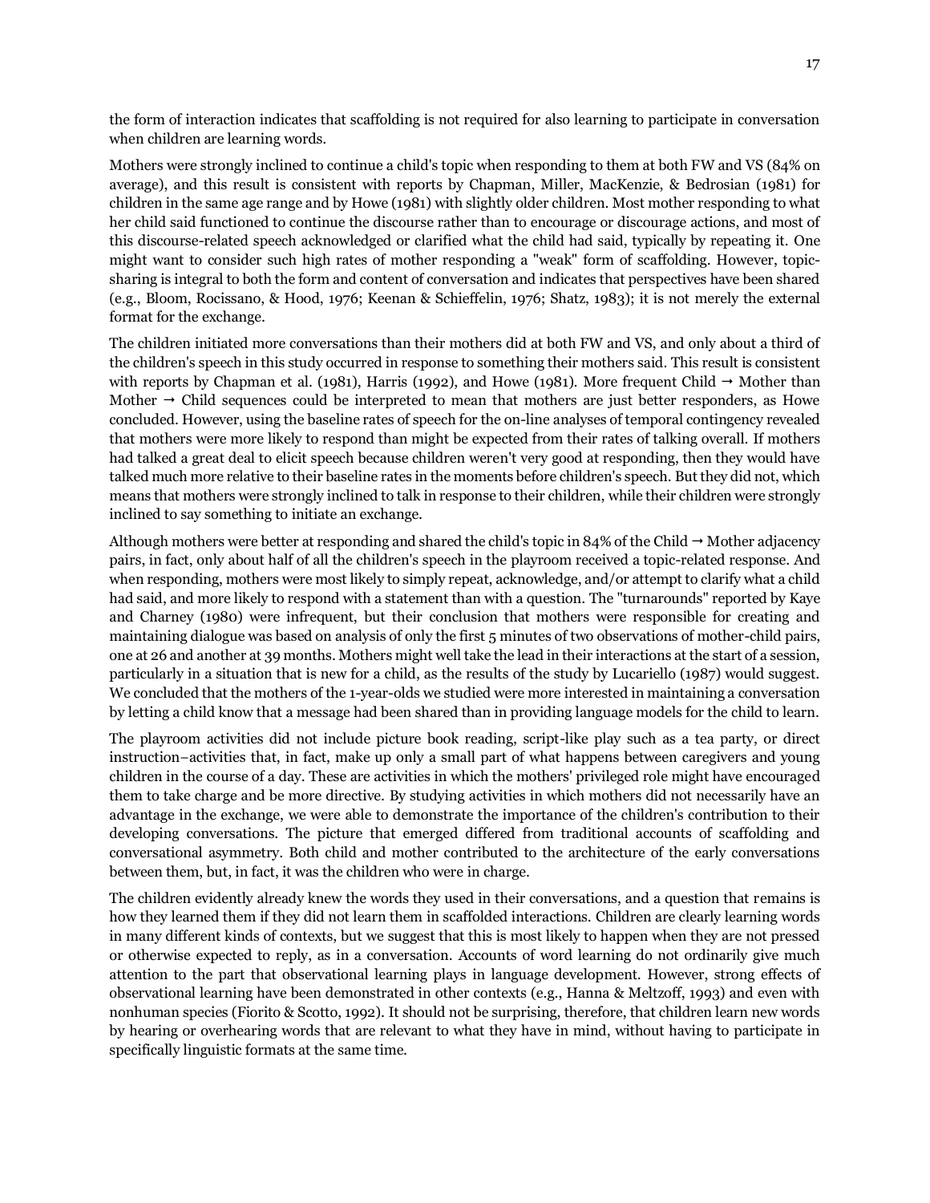the form of interaction indicates that scaffolding is not required for also learning to participate in conversation when children are learning words.

Mothers were strongly inclined to continue a child's topic when responding to them at both FW and VS (84% on average), and this result is consistent with reports by Chapman, Miller, MacKenzie, & Bedrosian (1981) for children in the same age range and by Howe (1981) with slightly older children. Most mother responding to what her child said functioned to continue the discourse rather than to encourage or discourage actions, and most of this discourse-related speech acknowledged or clarified what the child had said, typically by repeating it. One might want to consider such high rates of mother responding a "weak" form of scaffolding. However, topic-sharing is integral to both the form and content of conversation and indicates that perspectives have been shared (e.g., Bloom, Rocissano, & Hood, 1976; Keenan & Schieffelin, 1976; Shatz, 1983); it is not merely the external format for the exchange.

The children initiated more conversations than their mothers did at both FW and VS, and only about a third of the children's speech in this study occurred in response to something their mothers said. This result is consistent with reports by Chapman et al. (1981), Harris (1992), and Howe (1981). More frequent Child → Mother than Mother → Child sequences could be interpreted to mean that mothers are just better responders, as Howe concluded. However, using the baseline rates of speech for the on-line analyses of temporal contingency revealed that mothers were more likely to respond than might be expected from their rates of talking overall. If mothers had talked a great deal to elicit speech because children weren't very good at responding, then they would have talked much more relative to their baseline rates in the moments before children's speech. But they did not, which means that mothers were strongly inclined to talk in response to their children, while their children were strongly inclined to say something to initiate an exchange.

Although mothers were better at responding and shared the child's topic in 84% of the Child → Mother adjacency pairs, in fact, only about half of all the children's speech in the playroom received a topic-related response. And when responding, mothers were most likely to simply repeat, acknowledge, and/or attempt to clarify what a child had said, and more likely to respond with a statement than with a question. The "turnarounds" reported by Kaye and Charney (1980) were infrequent, but their conclusion that mothers were responsible for creating and maintaining dialogue was based on analysis of only the first 5 minutes of two observations of mother-child pairs, one at 26 and another at 39 months. Mothers might well take the lead in their interactions at the start of a session, particularly in a situation that is new for a child, as the results of the study by Lucariello (1987) would suggest. We concluded that the mothers of the 1-year-olds we studied were more interested in maintaining a conversation by letting a child know that a message had been shared than in providing language models for the child to learn.

The playroom activities did not include picture book reading, script-like play such as a tea party, or direct instruction–activities that, in fact, make up only a small part of what happens between caregivers and young children in the course of a day. These are activities in which the mothers' privileged role might have encouraged them to take charge and be more directive. By studying activities in which mothers did not necessarily have an advantage in the exchange, we were able to demonstrate the importance of the children's contribution to their developing conversations. The picture that emerged differed from traditional accounts of scaffolding and conversational asymmetry. Both child and mother contributed to the architecture of the early conversations between them, but, in fact, it was the children who were in charge.

The children evidently already knew the words they used in their conversations, and a question that remains is how they learned them if they did not learn them in scaffolded interactions. Children are clearly learning words in many different kinds of contexts, but we suggest that this is most likely to happen when they are not pressed or otherwise expected to reply, as in a conversation. Accounts of word learning do not ordinarily give much attention to the part that observational learning plays in language development. However, strong effects of observational learning have been demonstrated in other contexts (e.g., Hanna & Meltzoff, 1993) and even with nonhuman species (Fiorito & Scotto, 1992). It should not be surprising, therefore, that children learn new words by hearing or overhearing words that are relevant to what they have in mind, without having to participate in specifically linguistic formats at the same time.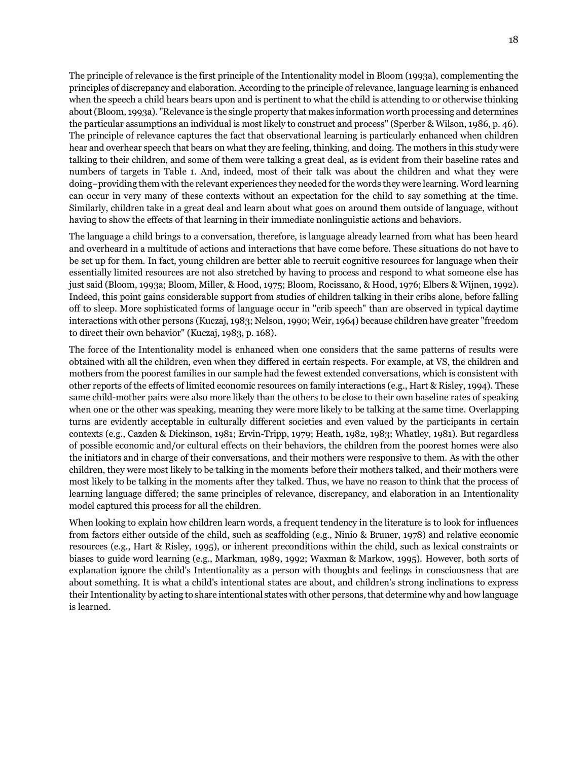The principle of relevance is the first principle of the Intentionality model in Bloom (1993a), complementing the principles of discrepancy and elaboration. According to the principle of relevance, language learning is enhanced when the speech a child hears bears upon and is pertinent to what the child is attending to or otherwise thinking about (Bloom, 1993a). "Relevance is the single property that makes information worth processing and determines the particular assumptions an individual is most likely to construct and process" (Sperber & Wilson, 1986, p. 46). The principle of relevance captures the fact that observational learning is particularly enhanced when children hear and overhear speech that bears on what they are feeling, thinking, and doing. The mothers in this study were talking to their children, and some of them were talking a great deal, as is evident from their baseline rates and numbers of targets in Table 1. And, indeed, most of their talk was about the children and what they were doing–providing them with the relevant experiences they needed for the words they were learning. Word learning can occur in very many of these contexts without an expectation for the child to say something at the time. Similarly, children take in a great deal and learn about what goes on around them outside of language, without having to show the effects of that learning in their immediate nonlinguistic actions and behaviors.

The language a child brings to a conversation, therefore, is language already learned from what has been heard and overheard in a multitude of actions and interactions that have come before. These situations do not have to be set up for them. In fact, young children are better able to recruit cognitive resources for language when their essentially limited resources are not also stretched by having to process and respond to what someone else has just said (Bloom, 1993a; Bloom, Miller, & Hood, 1975; Bloom, Rocissano, & Hood, 1976; Elbers & Wijnen, 1992). Indeed, this point gains considerable support from studies of children talking in their cribs alone, before falling off to sleep. More sophisticated forms of language occur in "crib speech" than are observed in typical daytime interactions with other persons (Kuczaj, 1983; Nelson, 1990; Weir, 1964) because children have greater "freedom to direct their own behavior" (Kuczaj, 1983, p. 168).

The force of the Intentionality model is enhanced when one considers that the same patterns of results were obtained with all the children, even when they differed in certain respects. For example, at VS, the children and mothers from the poorest families in our sample had the fewest extended conversations, which is consistent with other reports of the effects of limited economic resources on family interactions (e.g., Hart & Risley, 1994). These same child-mother pairs were also more likely than the others to be close to their own baseline rates of speaking when one or the other was speaking, meaning they were more likely to be talking at the same time. Overlapping turns are evidently acceptable in culturally different societies and even valued by the participants in certain contexts (e.g., Cazden & Dickinson, 1981; Ervin-Tripp, 1979; Heath, 1982, 1983; Whatley, 1981). But regardless of possible economic and/or cultural effects on their behaviors, the children from the poorest homes were also the initiators and in charge of their conversations, and their mothers were responsive to them. As with the other children, they were most likely to be talking in the moments before their mothers talked, and their mothers were most likely to be talking in the moments after they talked. Thus, we have no reason to think that the process of learning language differed; the same principles of relevance, discrepancy, and elaboration in an Intentionality model captured this process for all the children.

When looking to explain how children learn words, a frequent tendency in the literature is to look for influences from factors either outside of the child, such as scaffolding (e.g., Ninio & Bruner, 1978) and relative economic resources (e.g., Hart & Risley, 1995), or inherent preconditions within the child, such as lexical constraints or biases to guide word learning (e.g., Markman, 1989, 1992; Waxman & Markow, 1995). However, both sorts of explanation ignore the child's Intentionality as a person with thoughts and feelings in consciousness that are about something. It is what a child's intentional states are about, and children's strong inclinations to express their Intentionality by acting to share intentional states with other persons, that determine why and how language is learned.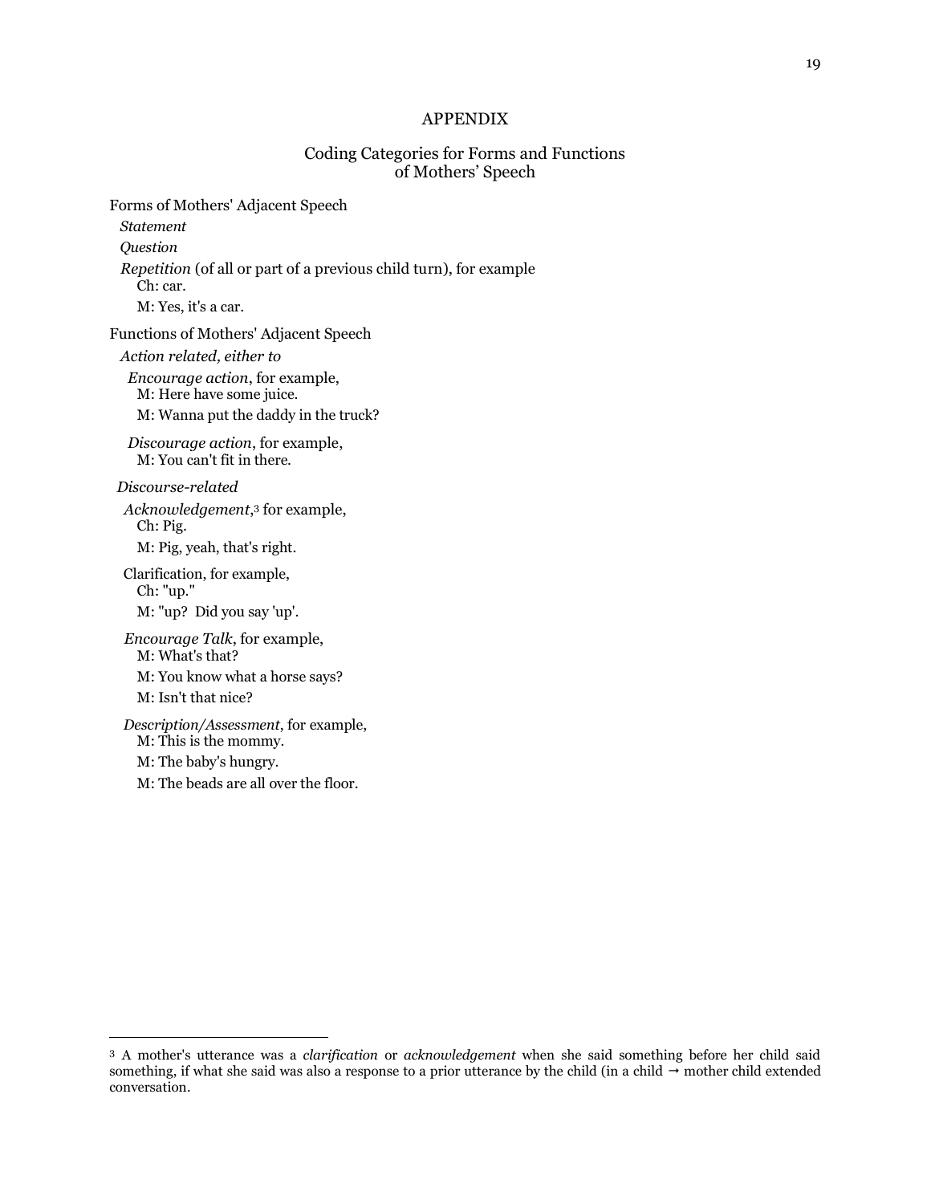# APPENDIX

## Coding Categories for Forms and Functions of Mothers' Speech

Forms of Mothers' Adjacent Speech

*Statement*

*Question*

*Repetition* (of all or part of a previous child turn), for example

Ch: car.

M: Yes, it's a car.

Functions of Mothers' Adjacent Speech

*Action related, either to*

*Encourage action*, for example,

M: Here have some juice.

M: Wanna put the daddy in the truck?

*Discourage action*, for example,

M: You can't fit in there.

*Discourse-related*

*Acknowledgement*,[3] for example,

Ch: Pig.

M: Pig, yeah, that's right.

Clarification, for example,

Ch: "up."

M: "up? Did you say 'up'.

*Encourage Talk*, for example,

M: What's that?

M: You know what a horse says?

M: Isn't that nice?

*Description/Assessment*, for example,

M: This is the mommy.

M: The baby's hungry.

M: The beads are all over the floor.

---

[3] A mother's utterance was a *clarification* or *acknowledgement* when she said something before her child said something, if what she said was also a response to a prior utterance by the child (in a child → mother child extended conversation.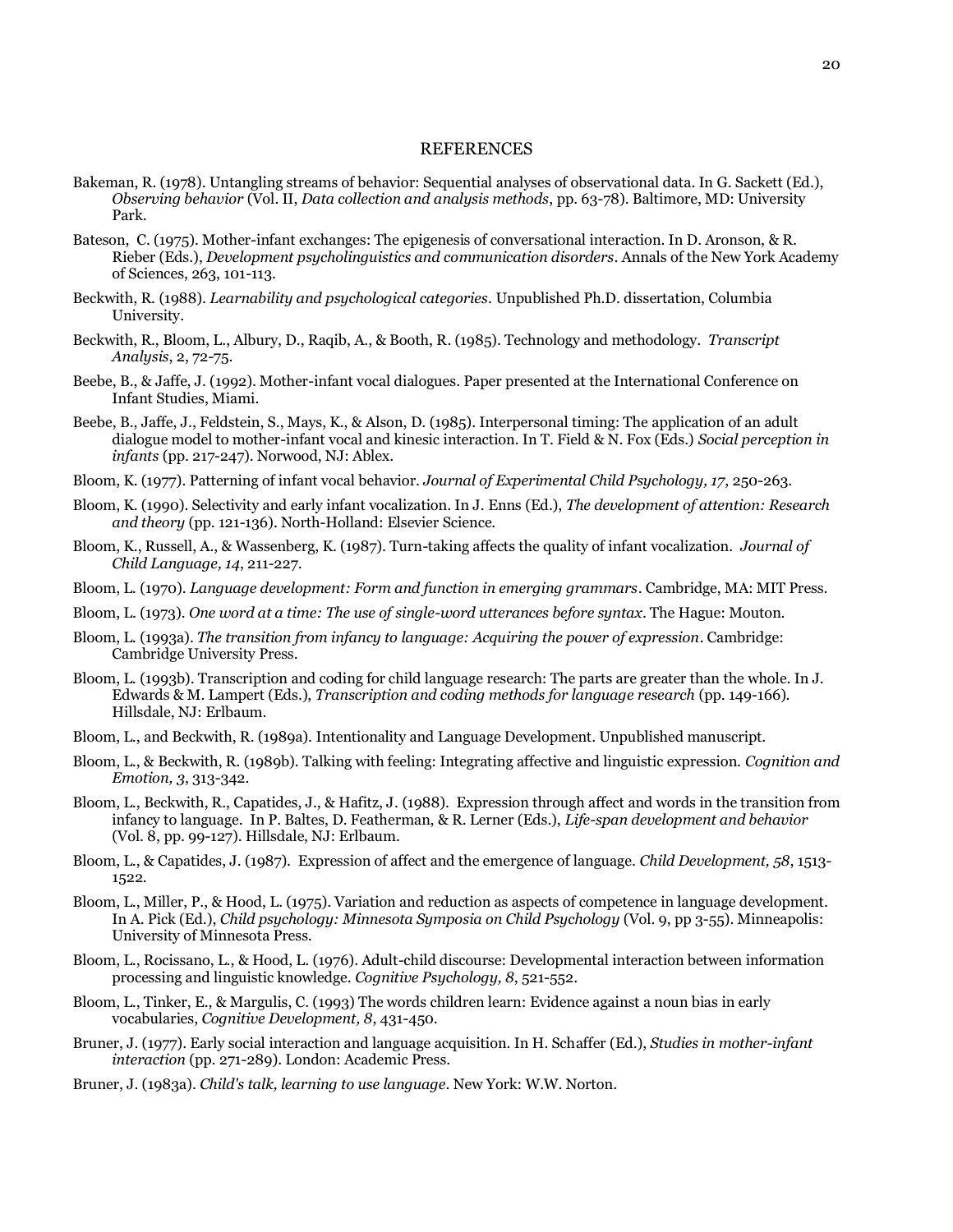## REFERENCES

Bakeman, R. (1978). Untangling streams of behavior: Sequential analyses of observational data. In G. Sackett (Ed.), *Observing behavior* (Vol. II, *Data collection and analysis methods*, pp. 63-78). Baltimore, MD: University Park.

Bateson, C. (1975). Mother-infant exchanges: The epigenesis of conversational interaction. In D. Aronson, & R. Rieber (Eds.), *Development psycholinguistics and communication disorders*. Annals of the New York Academy of Sciences, 263, 101-113.

Beckwith, R. (1988). *Learnability and psychological categories*. Unpublished Ph.D. dissertation, Columbia University.

Beckwith, R., Bloom, L., Albury, D., Raqib, A., & Booth, R. (1985). Technology and methodology. *Transcript Analysis*, 2, 72-75.

Beebe, B., & Jaffe, J. (1992). Mother-infant vocal dialogues. Paper presented at the International Conference on Infant Studies, Miami.

Beebe, B., Jaffe, J., Feldstein, S., Mays, K., & Alson, D. (1985). Interpersonal timing: The application of an adult dialogue model to mother-infant vocal and kinesic interaction. In T. Field & N. Fox (Eds.) *Social perception in infants* (pp. 217-247). Norwood, NJ: Ablex.

Bloom, K. (1977). Patterning of infant vocal behavior. *Journal of Experimental Child Psychology, 17*, 250-263.

Bloom, K. (1990). Selectivity and early infant vocalization. In J. Enns (Ed.), *The development of attention: Research and theory* (pp. 121-136). North-Holland: Elsevier Science.

Bloom, K., Russell, A., & Wassenberg, K. (1987). Turn-taking affects the quality of infant vocalization. *Journal of Child Language, 14*, 211-227.

Bloom, L. (1970). *Language development: Form and function in emerging grammars*. Cambridge, MA: MIT Press.

Bloom, L. (1973). *One word at a time: The use of single-word utterances before syntax*. The Hague: Mouton.

Bloom, L. (1993a). *The transition from infancy to language: Acquiring the power of expression*. Cambridge: Cambridge University Press.

Bloom, L. (1993b). Transcription and coding for child language research: The parts are greater than the whole. In J. Edwards & M. Lampert (Eds.), *Transcription and coding methods for language research* (pp. 149-166). Hillsdale, NJ: Erlbaum.

Bloom, L., and Beckwith, R. (1989a). Intentionality and Language Development. Unpublished manuscript.

Bloom, L., & Beckwith, R. (1989b). Talking with feeling: Integrating affective and linguistic expression. *Cognition and Emotion, 3*, 313-342.

Bloom, L., Beckwith, R., Capatides, J., & Hafitz, J. (1988). Expression through affect and words in the transition from infancy to language. In P. Baltes, D. Featherman, & R. Lerner (Eds.), *Life-span development and behavior* (Vol. 8, pp. 99-127). Hillsdale, NJ: Erlbaum.

Bloom, L., & Capatides, J. (1987). Expression of affect and the emergence of language. *Child Development, 58*, 1513-1522.

Bloom, L., Miller, P., & Hood, L. (1975). Variation and reduction as aspects of competence in language development. In A. Pick (Ed.), *Child psychology: Minnesota Symposia on Child Psychology* (Vol. 9, pp 3-55). Minneapolis: University of Minnesota Press.

Bloom, L., Rocissano, L., & Hood, L. (1976). Adult-child discourse: Developmental interaction between information processing and linguistic knowledge. *Cognitive Psychology, 8*, 521-552.

Bloom, L., Tinker, E., & Margulis, C. (1993) The words children learn: Evidence against a noun bias in early vocabularies, *Cognitive Development, 8*, 431-450.

Bruner, J. (1977). Early social interaction and language acquisition. In H. Schaffer (Ed.), *Studies in mother-infant interaction* (pp. 271-289). London: Academic Press.

Bruner, J. (1983a). *Child's talk, learning to use language*. New York: W.W. Norton.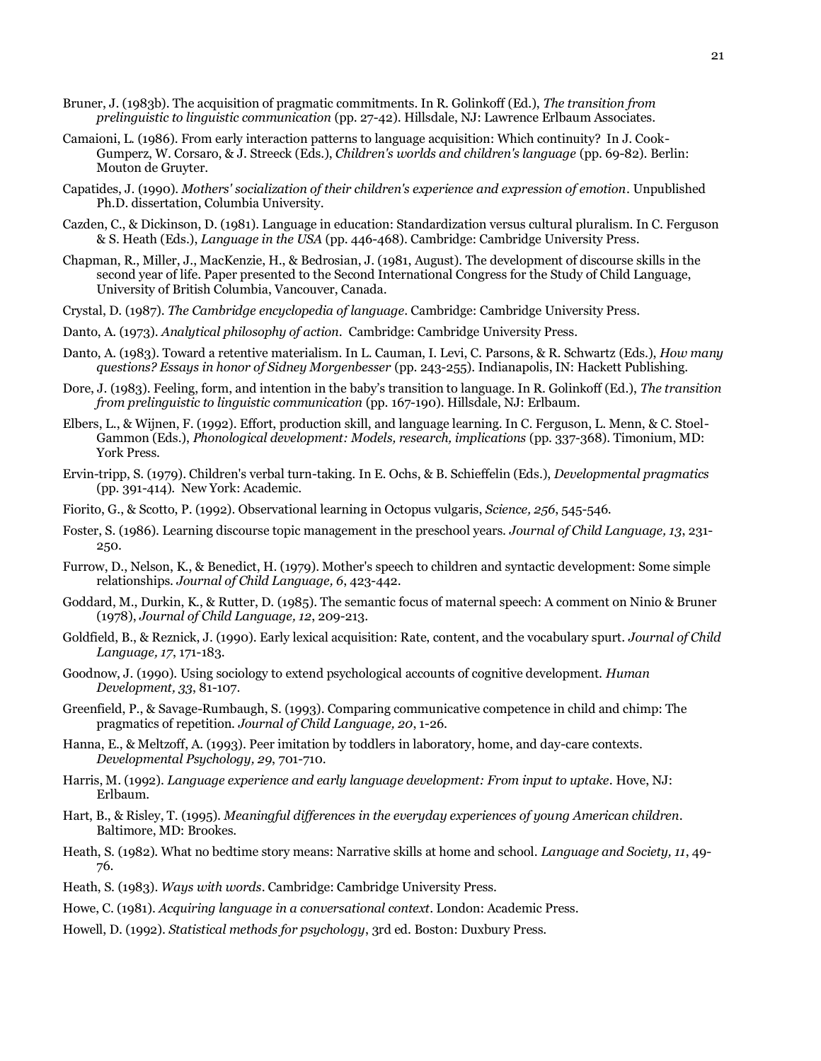Bruner, J. (1983b). The acquisition of pragmatic commitments. In R. Golinkoff (Ed.), *The transition from prelinguistic to linguistic communication* (pp. 27-42). Hillsdale, NJ: Lawrence Erlbaum Associates.

Camaioni, L. (1986). From early interaction patterns to language acquisition: Which continuity? In J. Cook-Gumperz, W. Corsaro, & J. Streeck (Eds.), *Children's worlds and children's language* (pp. 69-82). Berlin: Mouton de Gruyter.

Capatides, J. (1990). *Mothers' socialization of their children's experience and expression of emotion*. Unpublished Ph.D. dissertation, Columbia University.

Cazden, C., & Dickinson, D. (1981). Language in education: Standardization versus cultural pluralism. In C. Ferguson & S. Heath (Eds.), *Language in the USA* (pp. 446-468). Cambridge: Cambridge University Press.

Chapman, R., Miller, J., MacKenzie, H., & Bedrosian, J. (1981, August). The development of discourse skills in the second year of life. Paper presented to the Second International Congress for the Study of Child Language, University of British Columbia, Vancouver, Canada.

Crystal, D. (1987). *The Cambridge encyclopedia of language*. Cambridge: Cambridge University Press.

Danto, A. (1973). *Analytical philosophy of action*. Cambridge: Cambridge University Press.

Danto, A. (1983). Toward a retentive materialism. In L. Cauman, I. Levi, C. Parsons, & R. Schwartz (Eds.), *How many questions? Essays in honor of Sidney Morgenbesser* (pp. 243-255). Indianapolis, IN: Hackett Publishing.

Dore, J. (1983). Feeling, form, and intention in the baby's transition to language. In R. Golinkoff (Ed.), *The transition from prelinguistic to linguistic communication* (pp. 167-190). Hillsdale, NJ: Erlbaum.

Elbers, L., & Wijnen, F. (1992). Effort, production skill, and language learning. In C. Ferguson, L. Menn, & C. Stoel-Gammon (Eds.), *Phonological development: Models, research, implications* (pp. 337-368). Timonium, MD: York Press.

Ervin-tripp, S. (1979). Children's verbal turn-taking. In E. Ochs, & B. Schieffelin (Eds.), *Developmental pragmatics* (pp. 391-414). New York: Academic.

Fiorito, G., & Scotto, P. (1992). Observational learning in Octopus vulgaris, *Science, 256*, 545-546.

Foster, S. (1986). Learning discourse topic management in the preschool years. *Journal of Child Language, 13*, 231-250.

Furrow, D., Nelson, K., & Benedict, H. (1979). Mother's speech to children and syntactic development: Some simple relationships. *Journal of Child Language, 6*, 423-442.

Goddard, M., Durkin, K., & Rutter, D. (1985). The semantic focus of maternal speech: A comment on Ninio & Bruner (1978), *Journal of Child Language, 12*, 209-213.

Goldfield, B., & Reznick, J. (1990). Early lexical acquisition: Rate, content, and the vocabulary spurt. *Journal of Child Language, 17*, 171-183.

Goodnow, J. (1990). Using sociology to extend psychological accounts of cognitive development. *Human Development, 33*, 81-107.

Greenfield, P., & Savage-Rumbaugh, S. (1993). Comparing communicative competence in child and chimp: The pragmatics of repetition. *Journal of Child Language, 20*, 1-26.

Hanna, E., & Meltzoff, A. (1993). Peer imitation by toddlers in laboratory, home, and day-care contexts. *Developmental Psychology, 29*, 701-710.

Harris, M. (1992). *Language experience and early language development: From input to uptake*. Hove, NJ: Erlbaum.

Hart, B., & Risley, T. (1995). *Meaningful differences in the everyday experiences of young American children*. Baltimore, MD: Brookes.

Heath, S. (1982). What no bedtime story means: Narrative skills at home and school. *Language and Society, 11*, 49-76.

Heath, S. (1983). *Ways with words*. Cambridge: Cambridge University Press.

Howe, C. (1981). *Acquiring language in a conversational context*. London: Academic Press.

Howell, D. (1992). *Statistical methods for psychology*, 3rd ed. Boston: Duxbury Press.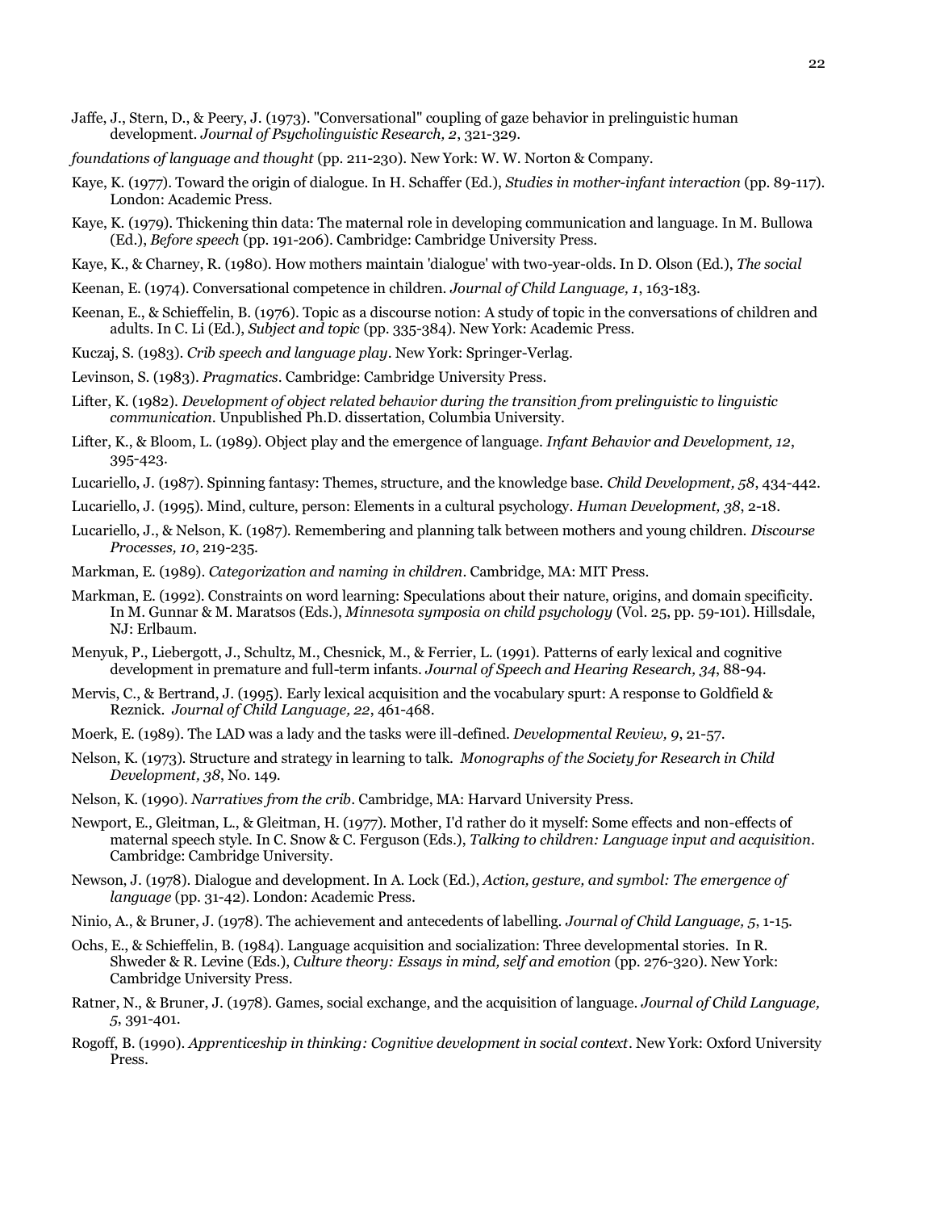Jaffe, J., Stern, D., & Peery, J. (1973). "Conversational" coupling of gaze behavior in prelinguistic human development. *Journal of Psycholinguistic Research, 2*, 321-329.

*foundations of language and thought* (pp. 211-230). New York: W. W. Norton & Company.

Kaye, K. (1977). Toward the origin of dialogue. In H. Schaffer (Ed.), *Studies in mother-infant interaction* (pp. 89-117). London: Academic Press.

Kaye, K. (1979). Thickening thin data: The maternal role in developing communication and language. In M. Bullowa (Ed.), *Before speech* (pp. 191-206). Cambridge: Cambridge University Press.

Kaye, K., & Charney, R. (1980). How mothers maintain 'dialogue' with two-year-olds. In D. Olson (Ed.), *The social*

Keenan, E. (1974). Conversational competence in children. *Journal of Child Language, 1*, 163-183.

Keenan, E., & Schieffelin, B. (1976). Topic as a discourse notion: A study of topic in the conversations of children and adults. In C. Li (Ed.), *Subject and topic* (pp. 335-384). New York: Academic Press.

Kuczaj, S. (1983). *Crib speech and language play*. New York: Springer-Verlag.

Levinson, S. (1983). *Pragmatics*. Cambridge: Cambridge University Press.

Lifter, K. (1982). *Development of object related behavior during the transition from prelinguistic to linguistic communication*. Unpublished Ph.D. dissertation, Columbia University.

Lifter, K., & Bloom, L. (1989). Object play and the emergence of language. *Infant Behavior and Development, 12*, 395-423.

Lucariello, J. (1987). Spinning fantasy: Themes, structure, and the knowledge base. *Child Development, 58*, 434-442.

Lucariello, J. (1995). Mind, culture, person: Elements in a cultural psychology. *Human Development, 38*, 2-18.

Lucariello, J., & Nelson, K. (1987). Remembering and planning talk between mothers and young children. *Discourse Processes, 10*, 219-235.

Markman, E. (1989). *Categorization and naming in children*. Cambridge, MA: MIT Press.

Markman, E. (1992). Constraints on word learning: Speculations about their nature, origins, and domain specificity. In M. Gunnar & M. Maratsos (Eds.), *Minnesota symposia on child psychology* (Vol. 25, pp. 59-101). Hillsdale, NJ: Erlbaum.

Menyuk, P., Liebergott, J., Schultz, M., Chesnick, M., & Ferrier, L. (1991). Patterns of early lexical and cognitive development in premature and full-term infants. *Journal of Speech and Hearing Research, 34*, 88-94.

Mervis, C., & Bertrand, J. (1995). Early lexical acquisition and the vocabulary spurt: A response to Goldfield & Reznick. *Journal of Child Language, 22*, 461-468.

Moerk, E. (1989). The LAD was a lady and the tasks were ill-defined. *Developmental Review, 9*, 21-57.

Nelson, K. (1973). Structure and strategy in learning to talk. *Monographs of the Society for Research in Child Development, 38*, No. 149.

Nelson, K. (1990). *Narratives from the crib*. Cambridge, MA: Harvard University Press.

Newport, E., Gleitman, L., & Gleitman, H. (1977). Mother, I'd rather do it myself: Some effects and non-effects of maternal speech style. In C. Snow & C. Ferguson (Eds.), *Talking to children: Language input and acquisition*. Cambridge: Cambridge University.

Newson, J. (1978). Dialogue and development. In A. Lock (Ed.), *Action, gesture, and symbol: The emergence of language* (pp. 31-42). London: Academic Press.

Ninio, A., & Bruner, J. (1978). The achievement and antecedents of labelling. *Journal of Child Language, 5*, 1-15.

Ochs, E., & Schieffelin, B. (1984). Language acquisition and socialization: Three developmental stories. In R. Shweder & R. Levine (Eds.), *Culture theory: Essays in mind, self and emotion* (pp. 276-320). New York: Cambridge University Press.

Ratner, N., & Bruner, J. (1978). Games, social exchange, and the acquisition of language. *Journal of Child Language, 5*, 391-401.

Rogoff, B. (1990). *Apprenticeship in thinking: Cognitive development in social context*. New York: Oxford University Press.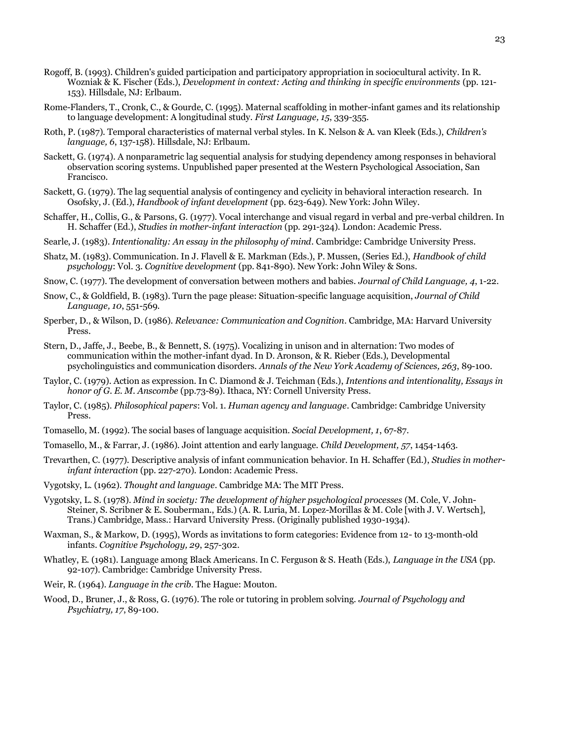Rogoff, B. (1993). Children's guided participation and participatory appropriation in sociocultural activity. In R. Wozniak & K. Fischer (Eds.), *Development in context: Acting and thinking in specific environments* (pp. 121-153). Hillsdale, NJ: Erlbaum.

Rome-Flanders, T., Cronk, C., & Gourde, C. (1995). Maternal scaffolding in mother-infant games and its relationship to language development: A longitudinal study. *First Language, 15*, 339-355.

Roth, P. (1987). Temporal characteristics of maternal verbal styles. In K. Nelson & A. van Kleek (Eds.), *Children's language, 6*, 137-158). Hillsdale, NJ: Erlbaum.

Sackett, G. (1974). A nonparametric lag sequential analysis for studying dependency among responses in behavioral observation scoring systems. Unpublished paper presented at the Western Psychological Association, San Francisco.

Sackett, G. (1979). The lag sequential analysis of contingency and cyclicity in behavioral interaction research. In Osofsky, J. (Ed.), *Handbook of infant development* (pp. 623-649). New York: John Wiley.

Schaffer, H., Collis, G., & Parsons, G. (1977). Vocal interchange and visual regard in verbal and pre-verbal children. In H. Schaffer (Ed.), *Studies in mother-infant interaction* (pp. 291-324). London: Academic Press.

Searle, J. (1983). *Intentionality: An essay in the philosophy of mind*. Cambridge: Cambridge University Press.

Shatz, M. (1983). Communication. In J. Flavell & E. Markman (Eds.), P. Mussen, (Series Ed.), *Handbook of child psychology*: Vol. 3. *Cognitive development* (pp. 841-890). New York: John Wiley & Sons.

Snow, C. (1977). The development of conversation between mothers and babies. *Journal of Child Language, 4*, 1-22.

Snow, C., & Goldfield, B. (1983). Turn the page please: Situation-specific language acquisition, *Journal of Child Language, 10*, 551-569.

Sperber, D., & Wilson, D. (1986). *Relevance: Communication and Cognition*. Cambridge, MA: Harvard University Press.

Stern, D., Jaffe, J., Beebe, B., & Bennett, S. (1975). Vocalizing in unison and in alternation: Two modes of communication within the mother-infant dyad. In D. Aronson, & R. Rieber (Eds.), Developmental psycholinguistics and communication disorders. *Annals of the New York Academy of Sciences, 263*, 89-100.

Taylor, C. (1979). Action as expression. In C. Diamond & J. Teichman (Eds.), *Intentions and intentionality, Essays in honor of G. E. M. Anscombe* (pp.73-89). Ithaca, NY: Cornell University Press.

Taylor, C. (1985). *Philosophical papers*: Vol. 1. *Human agency and language*. Cambridge: Cambridge University Press.

Tomasello, M. (1992). The social bases of language acquisition. *Social Development, 1*, 67-87.

Tomasello, M., & Farrar, J. (1986). Joint attention and early language. *Child Development, 57*, 1454-1463.

Trevarthen, C. (1977). Descriptive analysis of infant communication behavior. In H. Schaffer (Ed.), *Studies in mother-infant interaction* (pp. 227-270). London: Academic Press.

Vygotsky, L. (1962). *Thought and language*. Cambridge MA: The MIT Press.

Vygotsky, L. S. (1978). *Mind in society: The development of higher psychological processes* (M. Cole, V. John-Steiner, S. Scribner & E. Souberman., Eds.) (A. R. Luria, M. Lopez-Morillas & M. Cole [with J. V. Wertsch], Trans.) Cambridge, Mass.: Harvard University Press. (Originally published 1930-1934).

Waxman, S., & Markow, D. (1995), Words as invitations to form categories: Evidence from 12- to 13-month-old infants. *Cognitive Psychology, 29*, 257-302.

Whatley, E. (1981). Language among Black Americans. In C. Ferguson & S. Heath (Eds.), *Language in the USA* (pp. 92-107). Cambridge: Cambridge University Press.

Weir, R. (1964). *Language in the crib*. The Hague: Mouton.

Wood, D., Bruner, J., & Ross, G. (1976). The role or tutoring in problem solving. *Journal of Psychology and Psychiatry, 17*, 89-100.